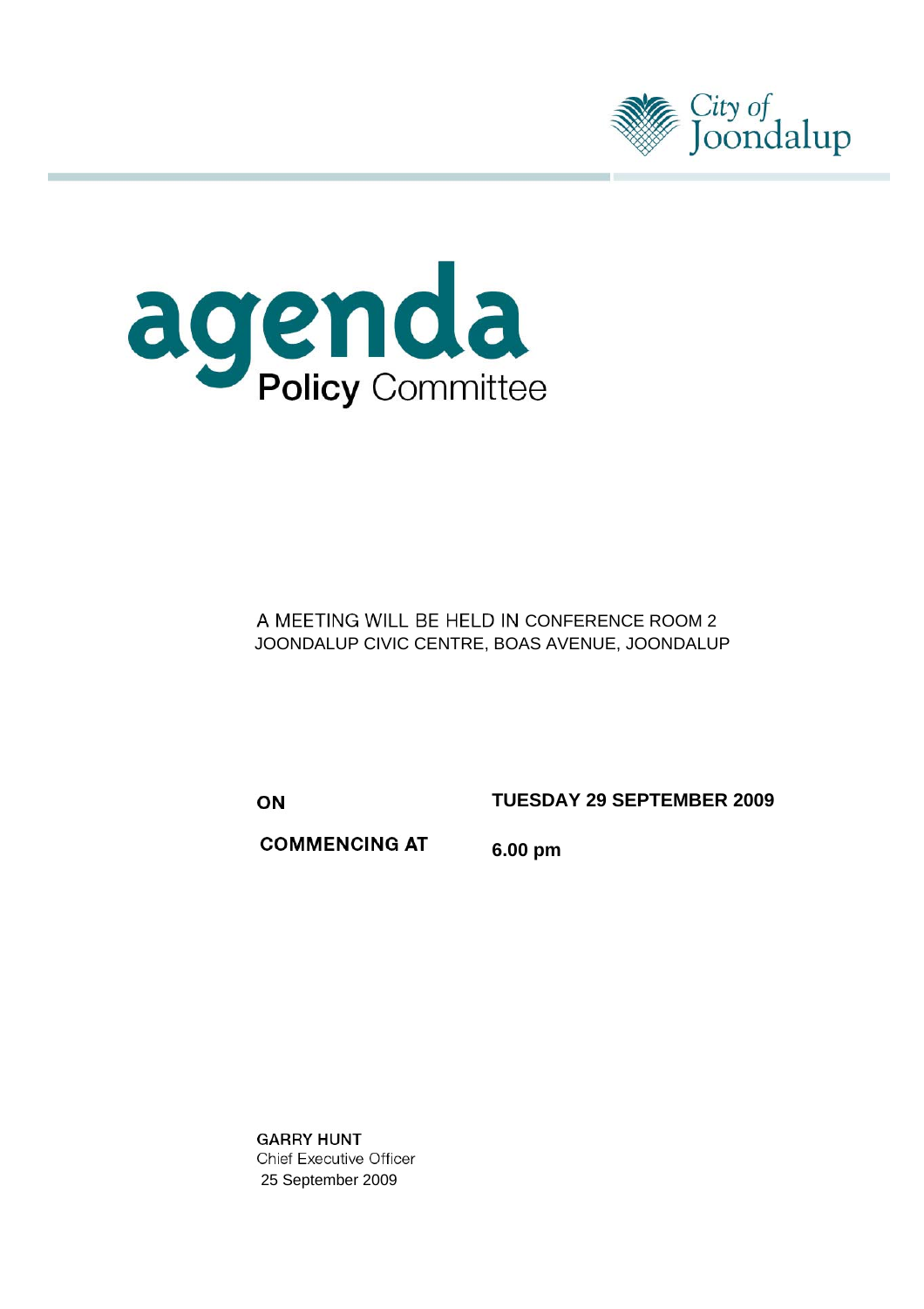City of Joondalup

# agenda

## **Policy** Committee

A MEETING WILL BE HELD IN CONFERENCE ROOM 2
JOONDALUP CIVIC CENTRE, BOAS AVENUE, JOONDALUP

| | |
|---|---|
| **ON** | **TUESDAY 29 SEPTEMBER 2009** |
| **COMMENCING AT** | **6.00 pm** |

**GARRY HUNT**
Chief Executive Officer
25 September 2009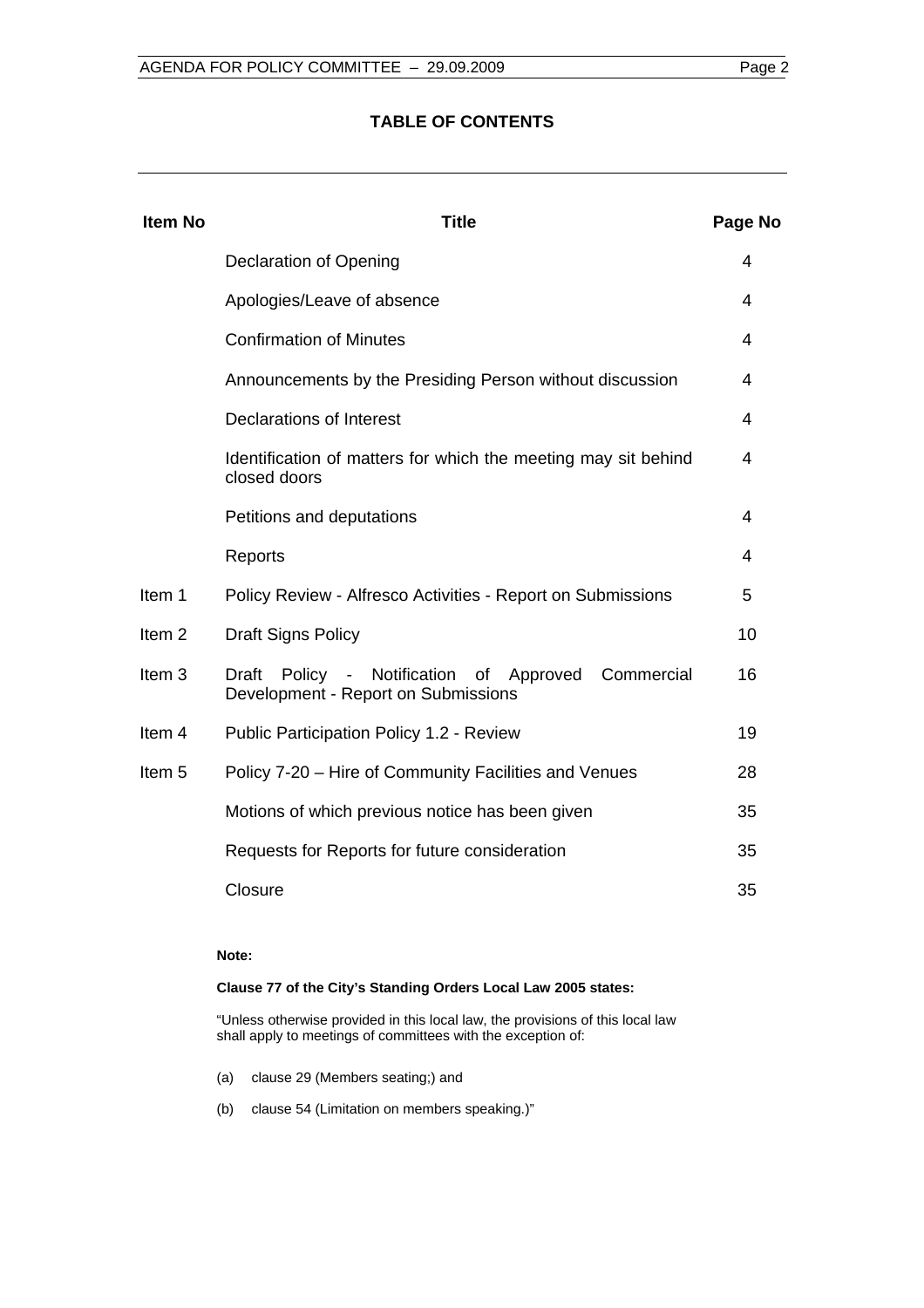# TABLE OF CONTENTS

| Item No | Title | Page No |
|---|---|---|
| | Declaration of Opening | 4 |
| | Apologies/Leave of absence | 4 |
| | Confirmation of Minutes | 4 |
| | Announcements by the Presiding Person without discussion | 4 |
| | Declarations of Interest | 4 |
| | Identification of matters for which the meeting may sit behind closed doors | 4 |
| | Petitions and deputations | 4 |
| | Reports | 4 |
| Item 1 | Policy Review - Alfresco Activities - Report on Submissions | 5 |
| Item 2 | Draft Signs Policy | 10 |
| Item 3 | Draft Policy - Notification of Approved Commercial Development - Report on Submissions | 16 |
| Item 4 | Public Participation Policy 1.2 - Review | 19 |
| Item 5 | Policy 7-20 – Hire of Community Facilities and Venues | 28 |
| | Motions of which previous notice has been given | 35 |
| | Requests for Reports for future consideration | 35 |
| | Closure | 35 |

**Note:**

**Clause 77 of the City's Standing Orders Local Law 2005 states:**

"Unless otherwise provided in this local law, the provisions of this local law shall apply to meetings of committees with the exception of:

(a) clause 29 (Members seating;) and

(b) clause 54 (Limitation on members speaking.)"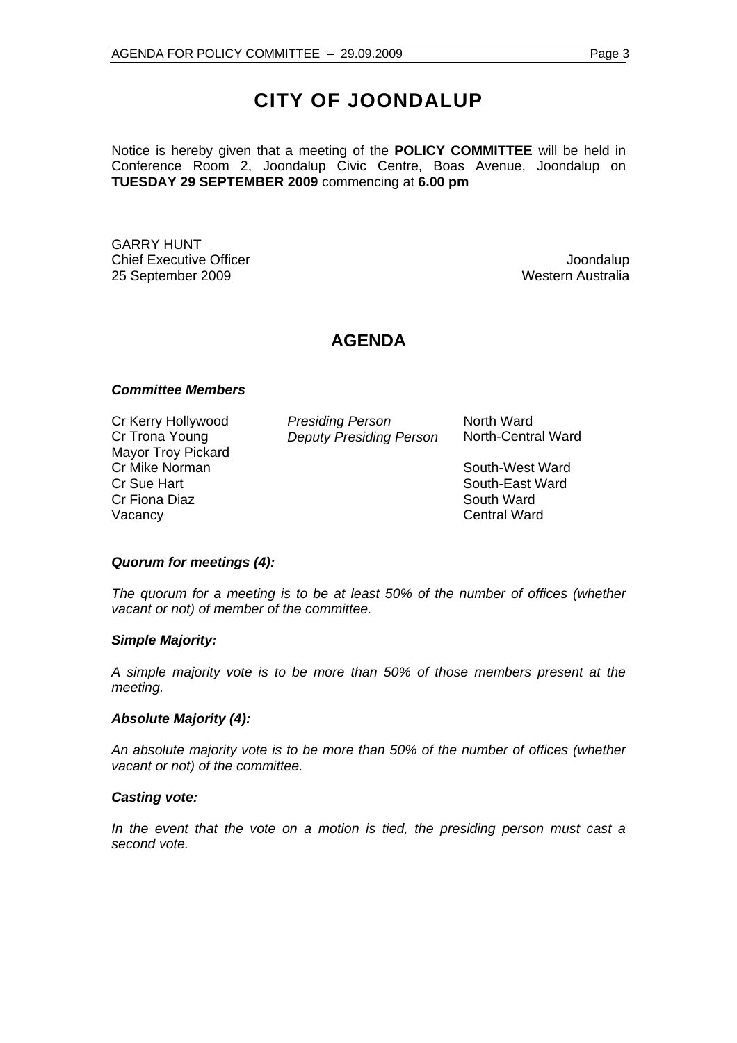# CITY OF JOONDALUP

Notice is hereby given that a meeting of the **POLICY COMMITTEE** will be held in Conference Room 2, Joondalup Civic Centre, Boas Avenue, Joondalup on **TUESDAY 29 SEPTEMBER 2009** commencing at **6.00 pm**

GARRY HUNT
Chief Executive Officer
25 September 2009

Joondalup
Western Australia

## AGENDA

***Committee Members***

| | | |
|---|---|---|
| Cr Kerry Hollywood | *Presiding Person* | North Ward |
| Cr Trona Young | *Deputy Presiding Person* | North-Central Ward |
| Mayor Troy Pickard | | |
| Cr Mike Norman | | South-West Ward |
| Cr Sue Hart | | South-East Ward |
| Cr Fiona Diaz | | South Ward |
| Vacancy | | Central Ward |

***Quorum for meetings (4):***

*The quorum for a meeting is to be at least 50% of the number of offices (whether vacant or not) of member of the committee.*

***Simple Majority:***

*A simple majority vote is to be more than 50% of those members present at the meeting.*

***Absolute Majority (4):***

*An absolute majority vote is to be more than 50% of the number of offices (whether vacant or not) of the committee.*

***Casting vote:***

*In the event that the vote on a motion is tied, the presiding person must cast a second vote.*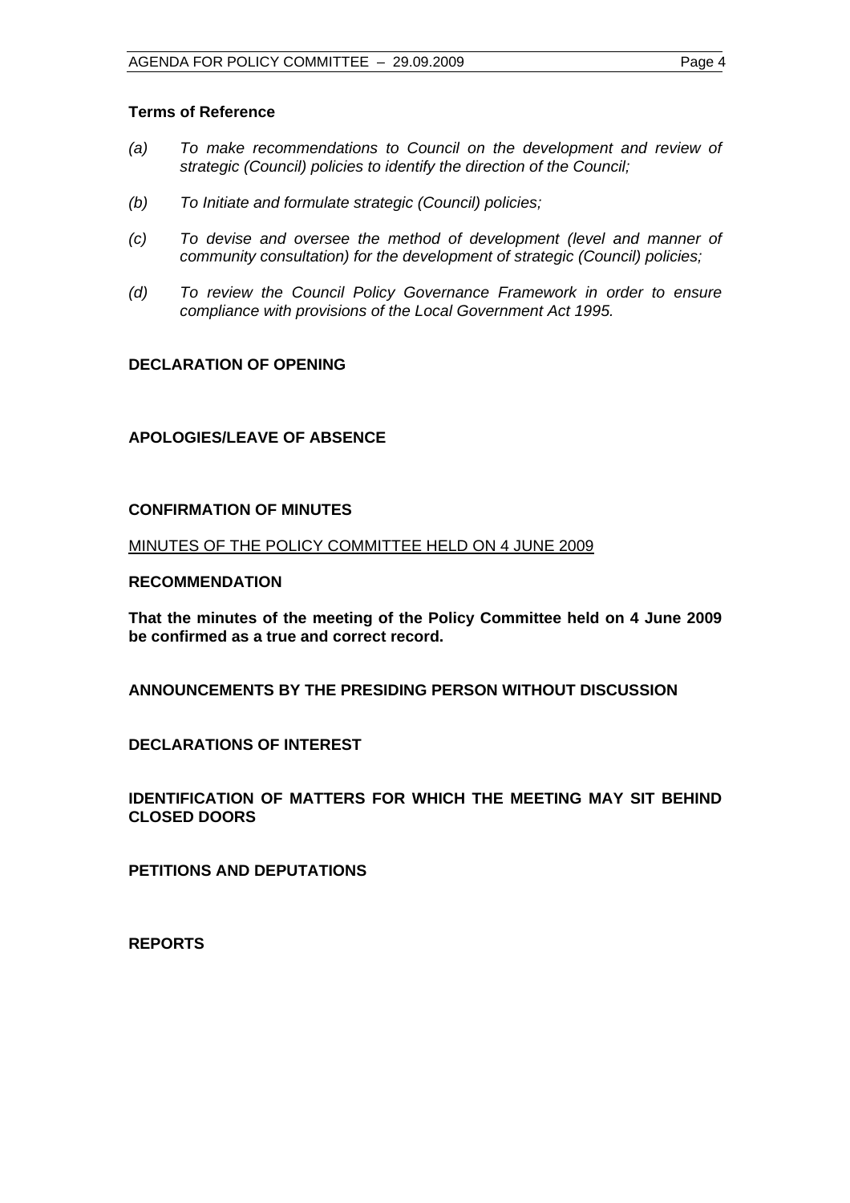**Terms of Reference**

*(a) To make recommendations to Council on the development and review of strategic (Council) policies to identify the direction of the Council;*

*(b) To Initiate and formulate strategic (Council) policies;*

*(c) To devise and oversee the method of development (level and manner of community consultation) for the development of strategic (Council) policies;*

*(d) To review the Council Policy Governance Framework in order to ensure compliance with provisions of the Local Government Act 1995.*

## DECLARATION OF OPENING

## APOLOGIES/LEAVE OF ABSENCE

## CONFIRMATION OF MINUTES

<u>MINUTES OF THE POLICY COMMITTEE HELD ON 4 JUNE 2009</u>

**RECOMMENDATION**

**That the minutes of the meeting of the Policy Committee held on 4 June 2009 be confirmed as a true and correct record.**

## ANNOUNCEMENTS BY THE PRESIDING PERSON WITHOUT DISCUSSION

## DECLARATIONS OF INTEREST

## IDENTIFICATION OF MATTERS FOR WHICH THE MEETING MAY SIT BEHIND CLOSED DOORS

## PETITIONS AND DEPUTATIONS

## REPORTS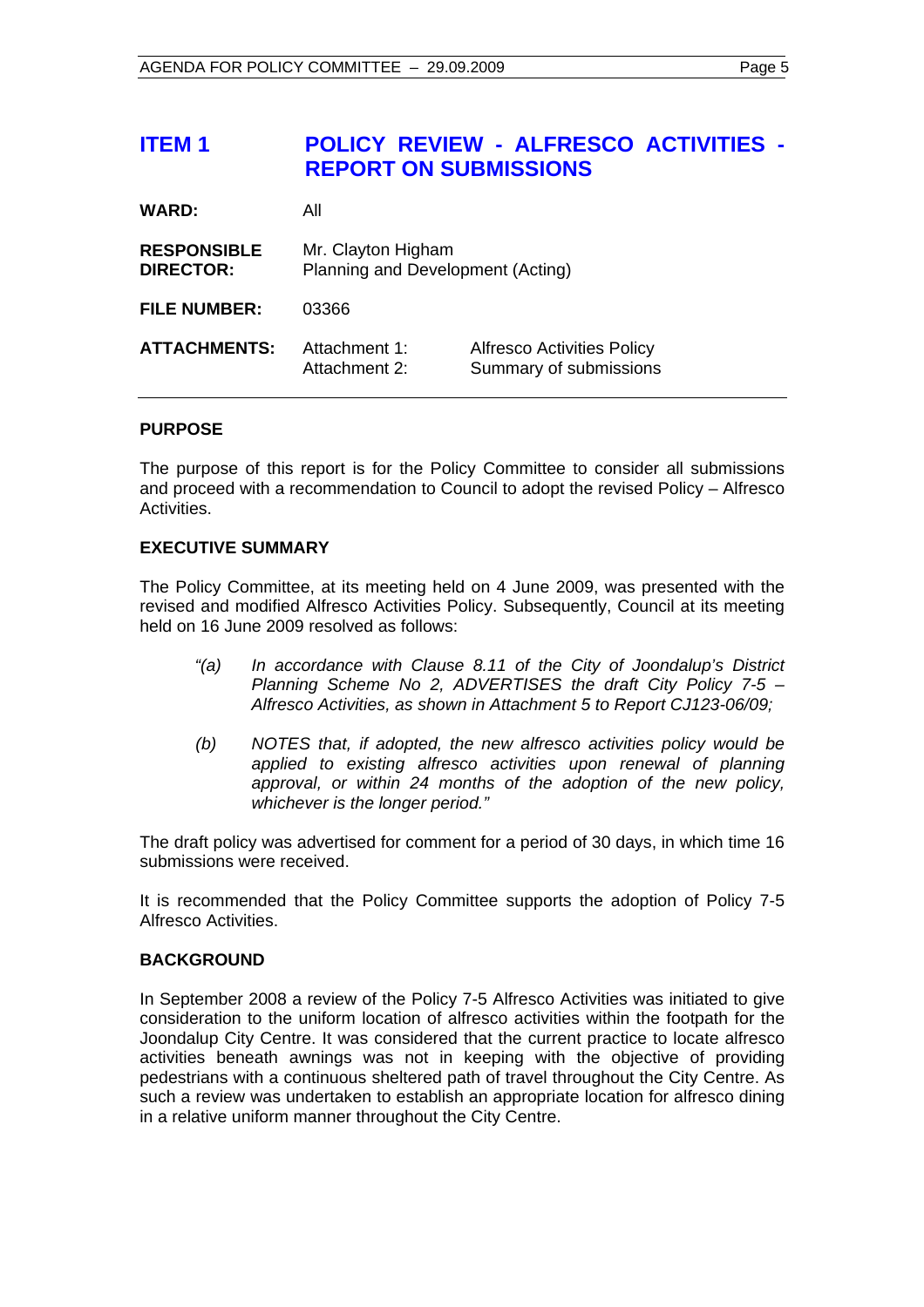# ITEM 1 POLICY REVIEW - ALFRESCO ACTIVITIES - REPORT ON SUBMISSIONS

| | | |
|---|---|---|
| **WARD:** | All | |
| **RESPONSIBLE DIRECTOR:** | Mr. Clayton Higham<br>Planning and Development (Acting) | |
| **FILE NUMBER:** | 03366 | |
| **ATTACHMENTS:** | Attachment 1:<br>Attachment 2: | Alfresco Activities Policy<br>Summary of submissions |

## PURPOSE

The purpose of this report is for the Policy Committee to consider all submissions and proceed with a recommendation to Council to adopt the revised Policy – Alfresco Activities.

## EXECUTIVE SUMMARY

The Policy Committee, at its meeting held on 4 June 2009, was presented with the revised and modified Alfresco Activities Policy. Subsequently, Council at its meeting held on 16 June 2009 resolved as follows:

> *"(a) In accordance with Clause 8.11 of the City of Joondalup's District Planning Scheme No 2, ADVERTISES the draft City Policy 7-5 – Alfresco Activities, as shown in Attachment 5 to Report CJ123-06/09;*
>
> *(b) NOTES that, if adopted, the new alfresco activities policy would be applied to existing alfresco activities upon renewal of planning approval, or within 24 months of the adoption of the new policy, whichever is the longer period."*

The draft policy was advertised for comment for a period of 30 days, in which time 16 submissions were received.

It is recommended that the Policy Committee supports the adoption of Policy 7-5 Alfresco Activities.

## BACKGROUND

In September 2008 a review of the Policy 7-5 Alfresco Activities was initiated to give consideration to the uniform location of alfresco activities within the footpath for the Joondalup City Centre. It was considered that the current practice to locate alfresco activities beneath awnings was not in keeping with the objective of providing pedestrians with a continuous sheltered path of travel throughout the City Centre. As such a review was undertaken to establish an appropriate location for alfresco dining in a relative uniform manner throughout the City Centre.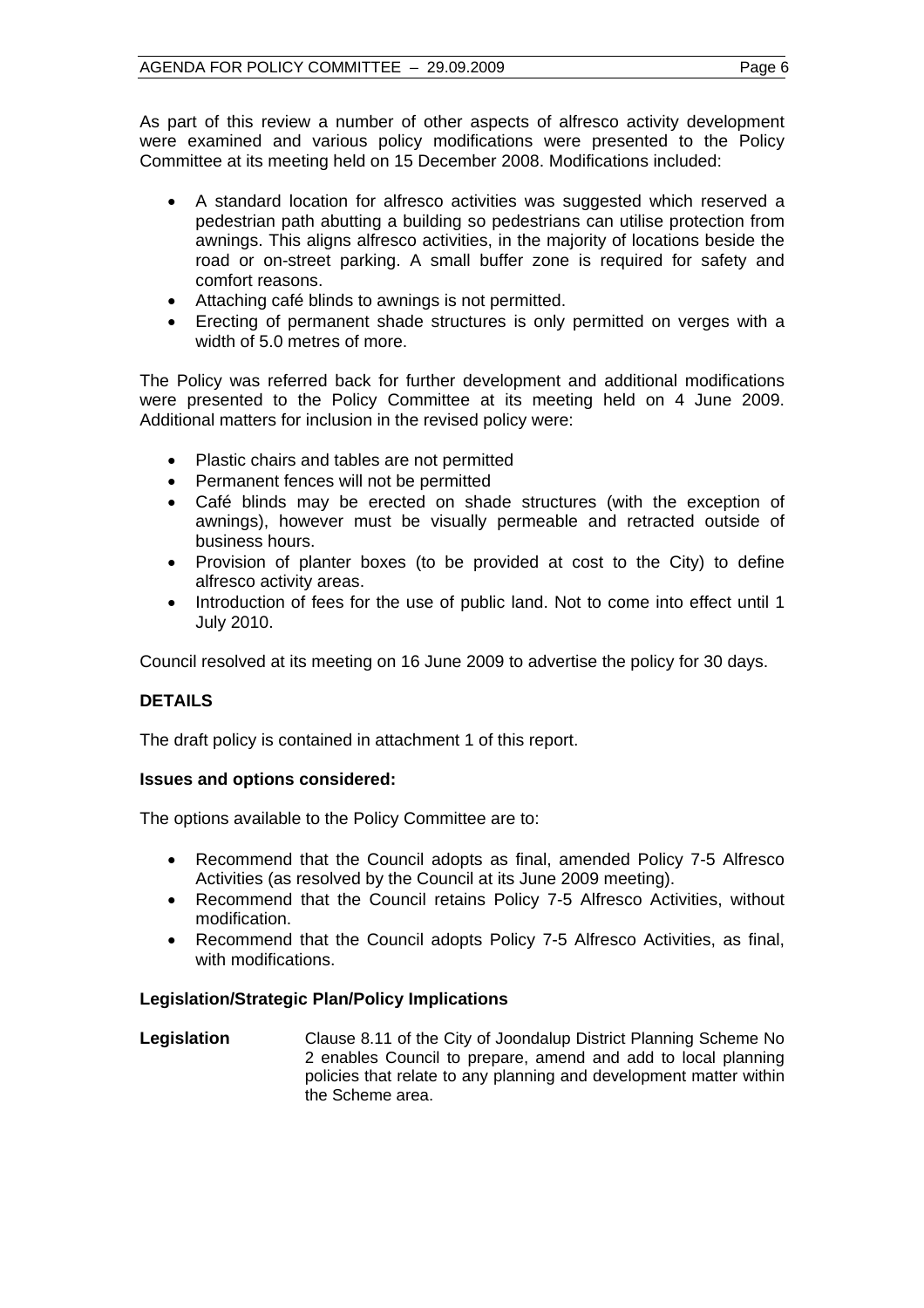As part of this review a number of other aspects of alfresco activity development were examined and various policy modifications were presented to the Policy Committee at its meeting held on 15 December 2008. Modifications included:

- A standard location for alfresco activities was suggested which reserved a pedestrian path abutting a building so pedestrians can utilise protection from awnings. This aligns alfresco activities, in the majority of locations beside the road or on-street parking. A small buffer zone is required for safety and comfort reasons.
- Attaching café blinds to awnings is not permitted.
- Erecting of permanent shade structures is only permitted on verges with a width of 5.0 metres of more.

The Policy was referred back for further development and additional modifications were presented to the Policy Committee at its meeting held on 4 June 2009. Additional matters for inclusion in the revised policy were:

- Plastic chairs and tables are not permitted
- Permanent fences will not be permitted
- Café blinds may be erected on shade structures (with the exception of awnings), however must be visually permeable and retracted outside of business hours.
- Provision of planter boxes (to be provided at cost to the City) to define alfresco activity areas.
- Introduction of fees for the use of public land. Not to come into effect until 1 July 2010.

Council resolved at its meeting on 16 June 2009 to advertise the policy for 30 days.

## DETAILS

The draft policy is contained in attachment 1 of this report.

### Issues and options considered:

The options available to the Policy Committee are to:

- Recommend that the Council adopts as final, amended Policy 7-5 Alfresco Activities (as resolved by the Council at its June 2009 meeting).
- Recommend that the Council retains Policy 7-5 Alfresco Activities, without modification.
- Recommend that the Council adopts Policy 7-5 Alfresco Activities, as final, with modifications.

### Legislation/Strategic Plan/Policy Implications

**Legislation** Clause 8.11 of the City of Joondalup District Planning Scheme No 2 enables Council to prepare, amend and add to local planning policies that relate to any planning and development matter within the Scheme area.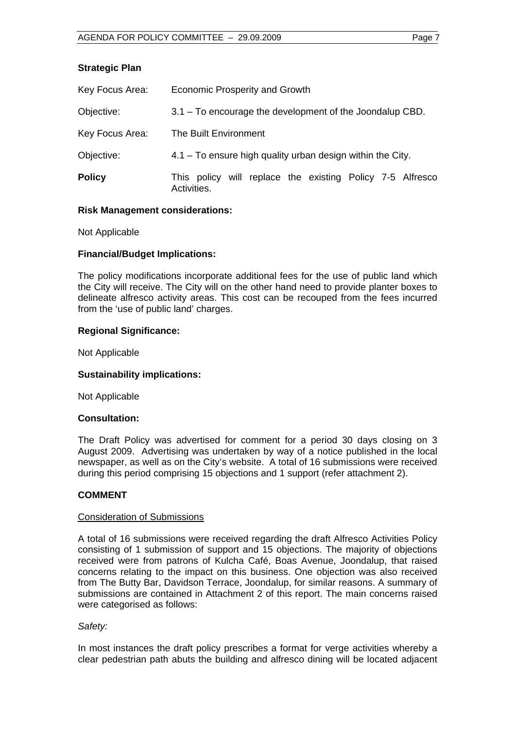**Strategic Plan**

| | |
|---|---|
| Key Focus Area: | Economic Prosperity and Growth |
| Objective: | 3.1 – To encourage the development of the Joondalup CBD. |
| Key Focus Area: | The Built Environment |
| Objective: | 4.1 – To ensure high quality urban design within the City. |
| **Policy** | This policy will replace the existing Policy 7-5 Alfresco Activities. |

**Risk Management considerations:**

Not Applicable

**Financial/Budget Implications:**

The policy modifications incorporate additional fees for the use of public land which the City will receive. The City will on the other hand need to provide planter boxes to delineate alfresco activity areas. This cost can be recouped from the fees incurred from the 'use of public land' charges.

**Regional Significance:**

Not Applicable

**Sustainability implications:**

Not Applicable

**Consultation:**

The Draft Policy was advertised for comment for a period 30 days closing on 3 August 2009. Advertising was undertaken by way of a notice published in the local newspaper, as well as on the City's website. A total of 16 submissions were received during this period comprising 15 objections and 1 support (refer attachment 2).

**COMMENT**

Consideration of Submissions

A total of 16 submissions were received regarding the draft Alfresco Activities Policy consisting of 1 submission of support and 15 objections. The majority of objections received were from patrons of Kulcha Café, Boas Avenue, Joondalup, that raised concerns relating to the impact on this business. One objection was also received from The Butty Bar, Davidson Terrace, Joondalup, for similar reasons. A summary of submissions are contained in Attachment 2 of this report. The main concerns raised were categorised as follows:

*Safety:*

In most instances the draft policy prescribes a format for verge activities whereby a clear pedestrian path abuts the building and alfresco dining will be located adjacent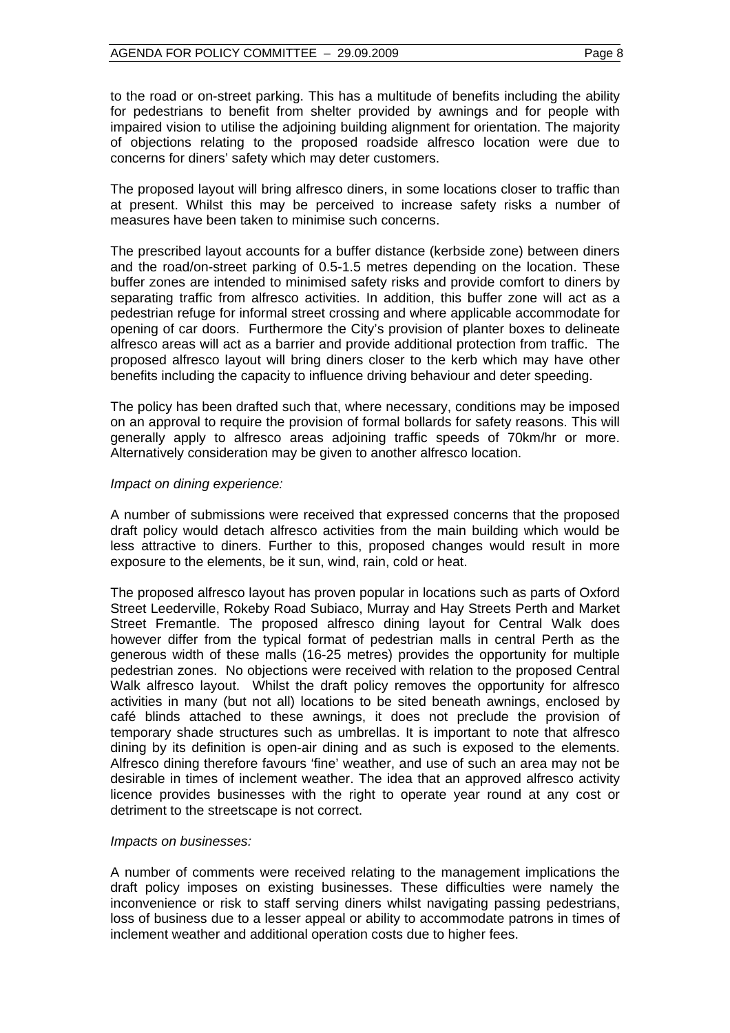to the road or on-street parking. This has a multitude of benefits including the ability for pedestrians to benefit from shelter provided by awnings and for people with impaired vision to utilise the adjoining building alignment for orientation. The majority of objections relating to the proposed roadside alfresco location were due to concerns for diners' safety which may deter customers.

The proposed layout will bring alfresco diners, in some locations closer to traffic than at present. Whilst this may be perceived to increase safety risks a number of measures have been taken to minimise such concerns.

The prescribed layout accounts for a buffer distance (kerbside zone) between diners and the road/on-street parking of 0.5-1.5 metres depending on the location. These buffer zones are intended to minimised safety risks and provide comfort to diners by separating traffic from alfresco activities. In addition, this buffer zone will act as a pedestrian refuge for informal street crossing and where applicable accommodate for opening of car doors. Furthermore the City's provision of planter boxes to delineate alfresco areas will act as a barrier and provide additional protection from traffic. The proposed alfresco layout will bring diners closer to the kerb which may have other benefits including the capacity to influence driving behaviour and deter speeding.

The policy has been drafted such that, where necessary, conditions may be imposed on an approval to require the provision of formal bollards for safety reasons. This will generally apply to alfresco areas adjoining traffic speeds of 70km/hr or more. Alternatively consideration may be given to another alfresco location.

*Impact on dining experience:*

A number of submissions were received that expressed concerns that the proposed draft policy would detach alfresco activities from the main building which would be less attractive to diners. Further to this, proposed changes would result in more exposure to the elements, be it sun, wind, rain, cold or heat.

The proposed alfresco layout has proven popular in locations such as parts of Oxford Street Leederville, Rokeby Road Subiaco, Murray and Hay Streets Perth and Market Street Fremantle. The proposed alfresco dining layout for Central Walk does however differ from the typical format of pedestrian malls in central Perth as the generous width of these malls (16-25 metres) provides the opportunity for multiple pedestrian zones. No objections were received with relation to the proposed Central Walk alfresco layout. Whilst the draft policy removes the opportunity for alfresco activities in many (but not all) locations to be sited beneath awnings, enclosed by café blinds attached to these awnings, it does not preclude the provision of temporary shade structures such as umbrellas. It is important to note that alfresco dining by its definition is open-air dining and as such is exposed to the elements. Alfresco dining therefore favours 'fine' weather, and use of such an area may not be desirable in times of inclement weather. The idea that an approved alfresco activity licence provides businesses with the right to operate year round at any cost or detriment to the streetscape is not correct.

*Impacts on businesses:*

A number of comments were received relating to the management implications the draft policy imposes on existing businesses. These difficulties were namely the inconvenience or risk to staff serving diners whilst navigating passing pedestrians, loss of business due to a lesser appeal or ability to accommodate patrons in times of inclement weather and additional operation costs due to higher fees.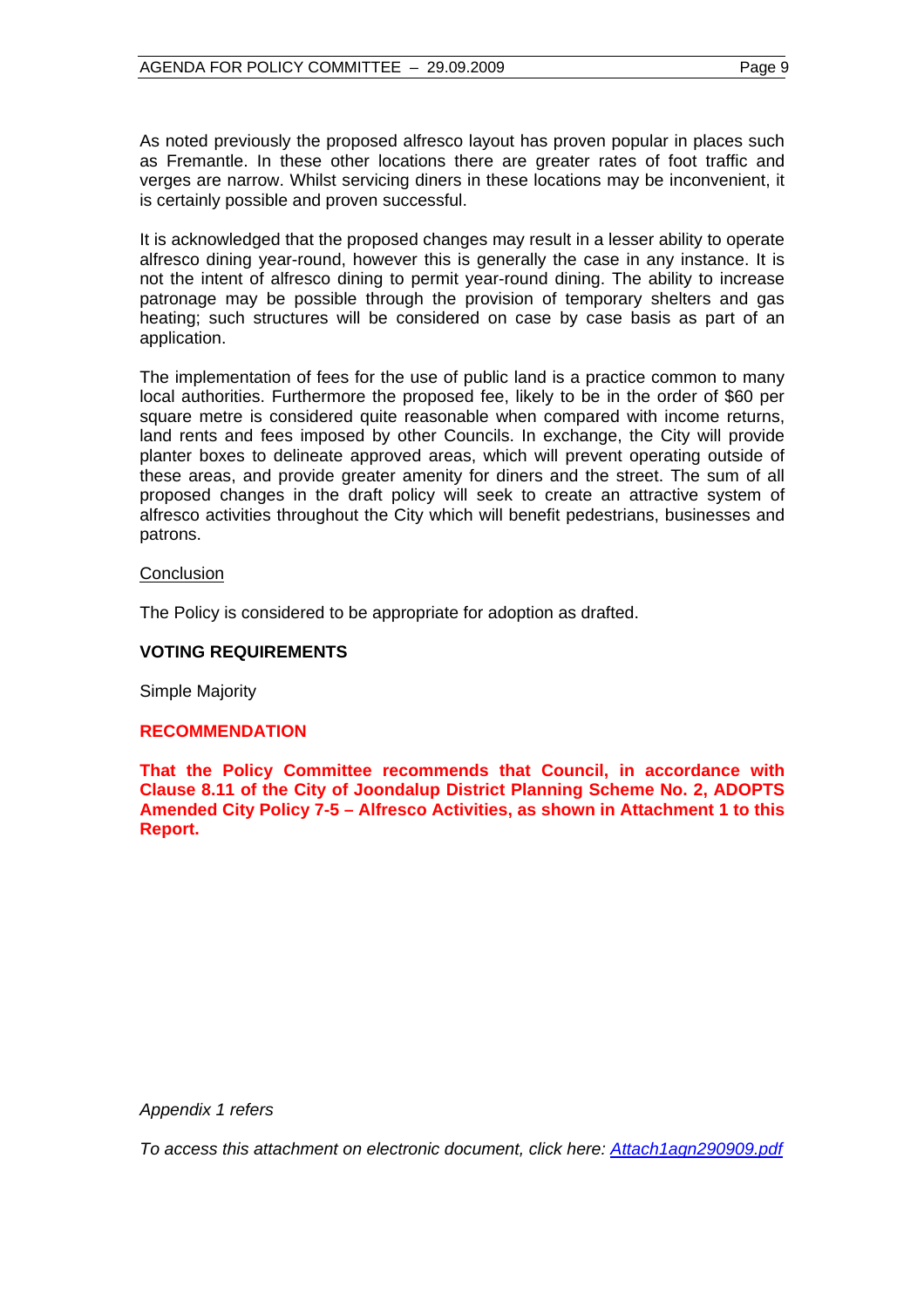As noted previously the proposed alfresco layout has proven popular in places such as Fremantle. In these other locations there are greater rates of foot traffic and verges are narrow. Whilst servicing diners in these locations may be inconvenient, it is certainly possible and proven successful.

It is acknowledged that the proposed changes may result in a lesser ability to operate alfresco dining year-round, however this is generally the case in any instance. It is not the intent of alfresco dining to permit year-round dining. The ability to increase patronage may be possible through the provision of temporary shelters and gas heating; such structures will be considered on case by case basis as part of an application.

The implementation of fees for the use of public land is a practice common to many local authorities. Furthermore the proposed fee, likely to be in the order of $60 per square metre is considered quite reasonable when compared with income returns, land rents and fees imposed by other Councils. In exchange, the City will provide planter boxes to delineate approved areas, which will prevent operating outside of these areas, and provide greater amenity for diners and the street. The sum of all proposed changes in the draft policy will seek to create an attractive system of alfresco activities throughout the City which will benefit pedestrians, businesses and patrons.

Conclusion

The Policy is considered to be appropriate for adoption as drafted.

**VOTING REQUIREMENTS**

Simple Majority

**RECOMMENDATION**

**That the Policy Committee recommends that Council, in accordance with Clause 8.11 of the City of Joondalup District Planning Scheme No. 2, ADOPTS Amended City Policy 7-5 – Alfresco Activities, as shown in Attachment 1 to this Report.**

*Appendix 1 refers*

*To access this attachment on electronic document, click here: Attach1agn290909.pdf*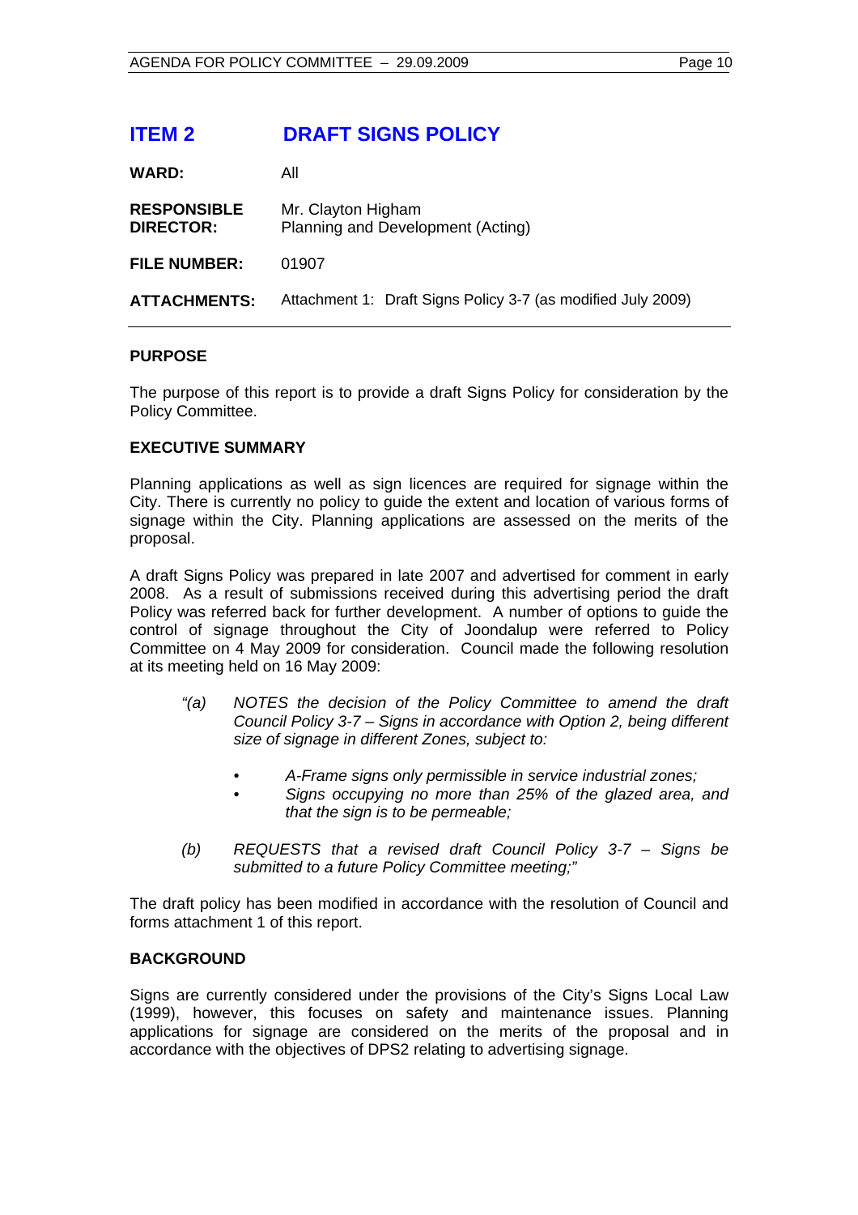# ITEM 2 DRAFT SIGNS POLICY

| | |
|---|---|
| **WARD:** | All |
| **RESPONSIBLE DIRECTOR:** | Mr. Clayton Higham<br>Planning and Development (Acting) |
| **FILE NUMBER:** | 01907 |
| **ATTACHMENTS:** | Attachment 1: Draft Signs Policy 3-7 (as modified July 2009) |

## PURPOSE

The purpose of this report is to provide a draft Signs Policy for consideration by the Policy Committee.

## EXECUTIVE SUMMARY

Planning applications as well as sign licences are required for signage within the City. There is currently no policy to guide the extent and location of various forms of signage within the City. Planning applications are assessed on the merits of the proposal.

A draft Signs Policy was prepared in late 2007 and advertised for comment in early 2008. As a result of submissions received during this advertising period the draft Policy was referred back for further development. A number of options to guide the control of signage throughout the City of Joondalup were referred to Policy Committee on 4 May 2009 for consideration. Council made the following resolution at its meeting held on 16 May 2009:

> *"(a) NOTES the decision of the Policy Committee to amend the draft Council Policy 3-7 – Signs in accordance with Option 2, being different size of signage in different Zones, subject to:*
>
> - *A-Frame signs only permissible in service industrial zones;*
> - *Signs occupying no more than 25% of the glazed area, and that the sign is to be permeable;*
>
> *(b) REQUESTS that a revised draft Council Policy 3-7 – Signs be submitted to a future Policy Committee meeting;"*

The draft policy has been modified in accordance with the resolution of Council and forms attachment 1 of this report.

## BACKGROUND

Signs are currently considered under the provisions of the City's Signs Local Law (1999), however, this focuses on safety and maintenance issues. Planning applications for signage are considered on the merits of the proposal and in accordance with the objectives of DPS2 relating to advertising signage.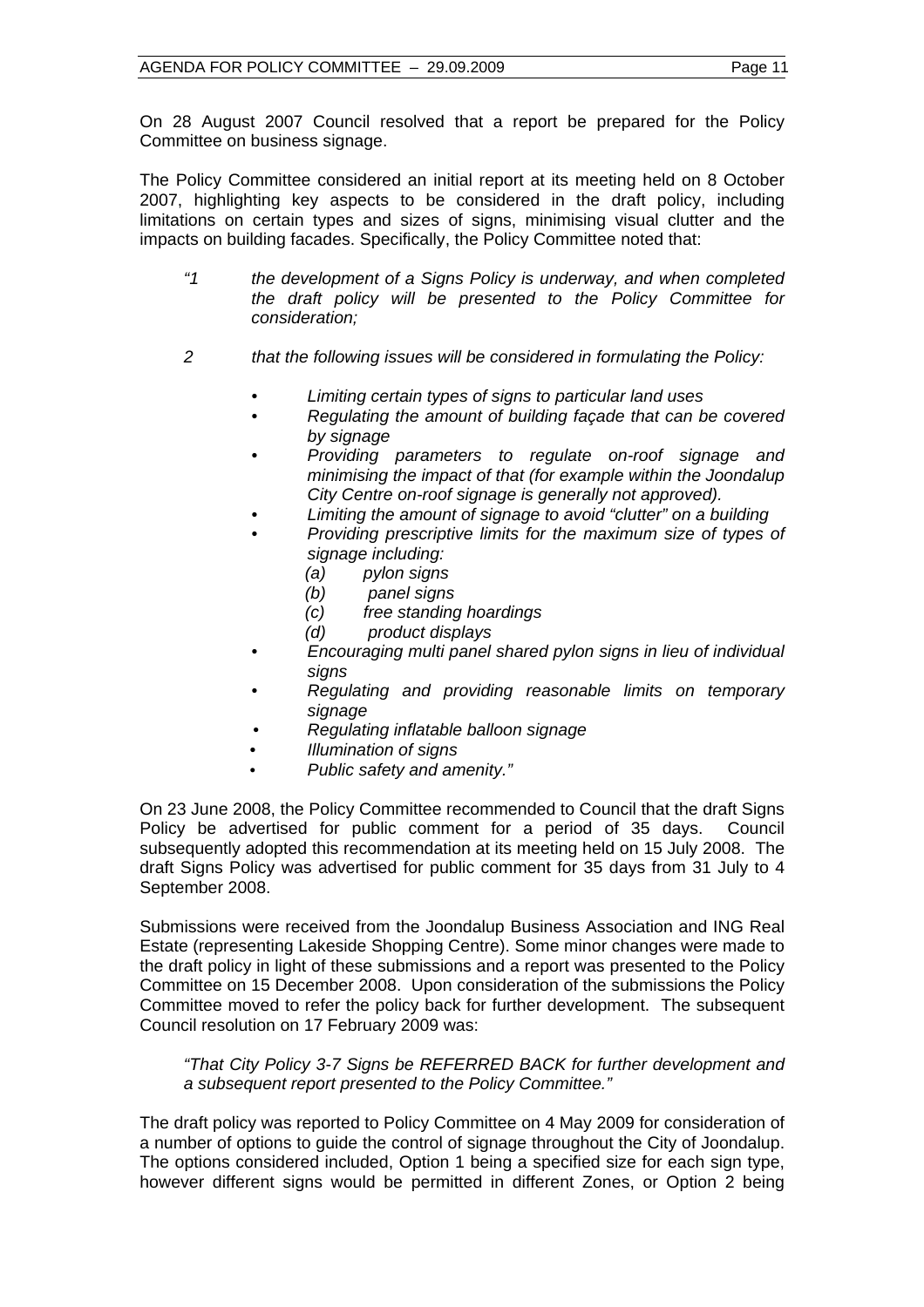On 28 August 2007 Council resolved that a report be prepared for the Policy Committee on business signage.

The Policy Committee considered an initial report at its meeting held on 8 October 2007, highlighting key aspects to be considered in the draft policy, including limitations on certain types and sizes of signs, minimising visual clutter and the impacts on building facades. Specifically, the Policy Committee noted that:

> *"1 the development of a Signs Policy is underway, and when completed the draft policy will be presented to the Policy Committee for consideration;*
>
> *2 that the following issues will be considered in formulating the Policy:*
>
> - *Limiting certain types of signs to particular land uses*
> - *Regulating the amount of building façade that can be covered by signage*
> - *Providing parameters to regulate on-roof signage and minimising the impact of that (for example within the Joondalup City Centre on-roof signage is generally not approved).*
> - *Limiting the amount of signage to avoid "clutter" on a building*
> - *Providing prescriptive limits for the maximum size of types of signage including:*
>   - *(a) pylon signs*
>   - *(b) panel signs*
>   - *(c) free standing hoardings*
>   - *(d) product displays*
> - *Encouraging multi panel shared pylon signs in lieu of individual signs*
> - *Regulating and providing reasonable limits on temporary signage*
> - *Regulating inflatable balloon signage*
> - *Illumination of signs*
> - *Public safety and amenity."*

On 23 June 2008, the Policy Committee recommended to Council that the draft Signs Policy be advertised for public comment for a period of 35 days. Council subsequently adopted this recommendation at its meeting held on 15 July 2008. The draft Signs Policy was advertised for public comment for 35 days from 31 July to 4 September 2008.

Submissions were received from the Joondalup Business Association and ING Real Estate (representing Lakeside Shopping Centre). Some minor changes were made to the draft policy in light of these submissions and a report was presented to the Policy Committee on 15 December 2008. Upon consideration of the submissions the Policy Committee moved to refer the policy back for further development. The subsequent Council resolution on 17 February 2009 was:

> *"That City Policy 3-7 Signs be REFERRED BACK for further development and a subsequent report presented to the Policy Committee."*

The draft policy was reported to Policy Committee on 4 May 2009 for consideration of a number of options to guide the control of signage throughout the City of Joondalup. The options considered included, Option 1 being a specified size for each sign type, however different signs would be permitted in different Zones, or Option 2 being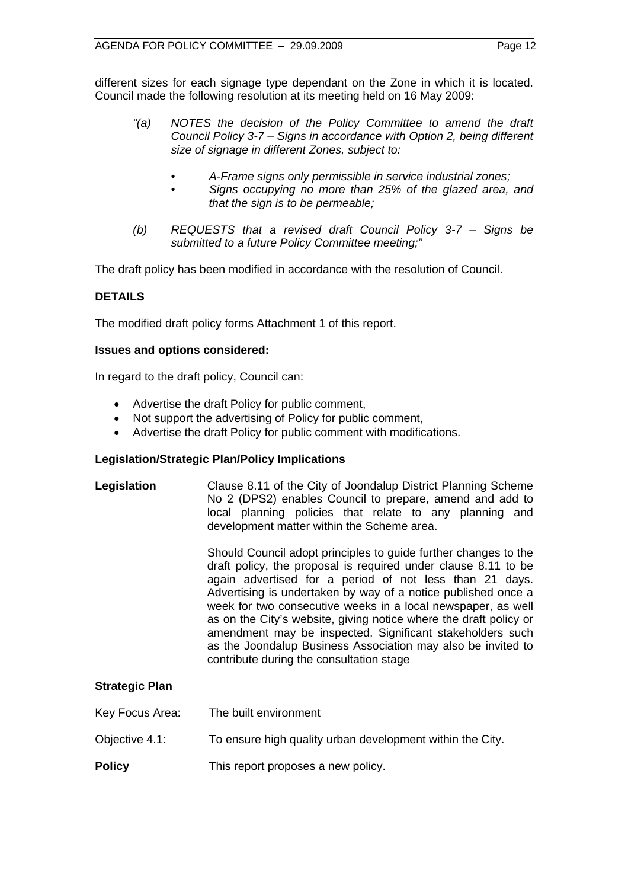different sizes for each signage type dependant on the Zone in which it is located. Council made the following resolution at its meeting held on 16 May 2009:

> *"(a) NOTES the decision of the Policy Committee to amend the draft Council Policy 3-7 – Signs in accordance with Option 2, being different size of signage in different Zones, subject to:*
>
> - *A-Frame signs only permissible in service industrial zones;*
> - *Signs occupying no more than 25% of the glazed area, and that the sign is to be permeable;*
>
> *(b) REQUESTS that a revised draft Council Policy 3-7 – Signs be submitted to a future Policy Committee meeting;"*

The draft policy has been modified in accordance with the resolution of Council.

**DETAILS**

The modified draft policy forms Attachment 1 of this report.

**Issues and options considered:**

In regard to the draft policy, Council can:

- Advertise the draft Policy for public comment,
- Not support the advertising of Policy for public comment,
- Advertise the draft Policy for public comment with modifications.

**Legislation/Strategic Plan/Policy Implications**

**Legislation** Clause 8.11 of the City of Joondalup District Planning Scheme No 2 (DPS2) enables Council to prepare, amend and add to local planning policies that relate to any planning and development matter within the Scheme area.

Should Council adopt principles to guide further changes to the draft policy, the proposal is required under clause 8.11 to be again advertised for a period of not less than 21 days. Advertising is undertaken by way of a notice published once a week for two consecutive weeks in a local newspaper, as well as on the City's website, giving notice where the draft policy or amendment may be inspected. Significant stakeholders such as the Joondalup Business Association may also be invited to contribute during the consultation stage

**Strategic Plan**

Key Focus Area: The built environment

Objective 4.1: To ensure high quality urban development within the City.

**Policy** This report proposes a new policy.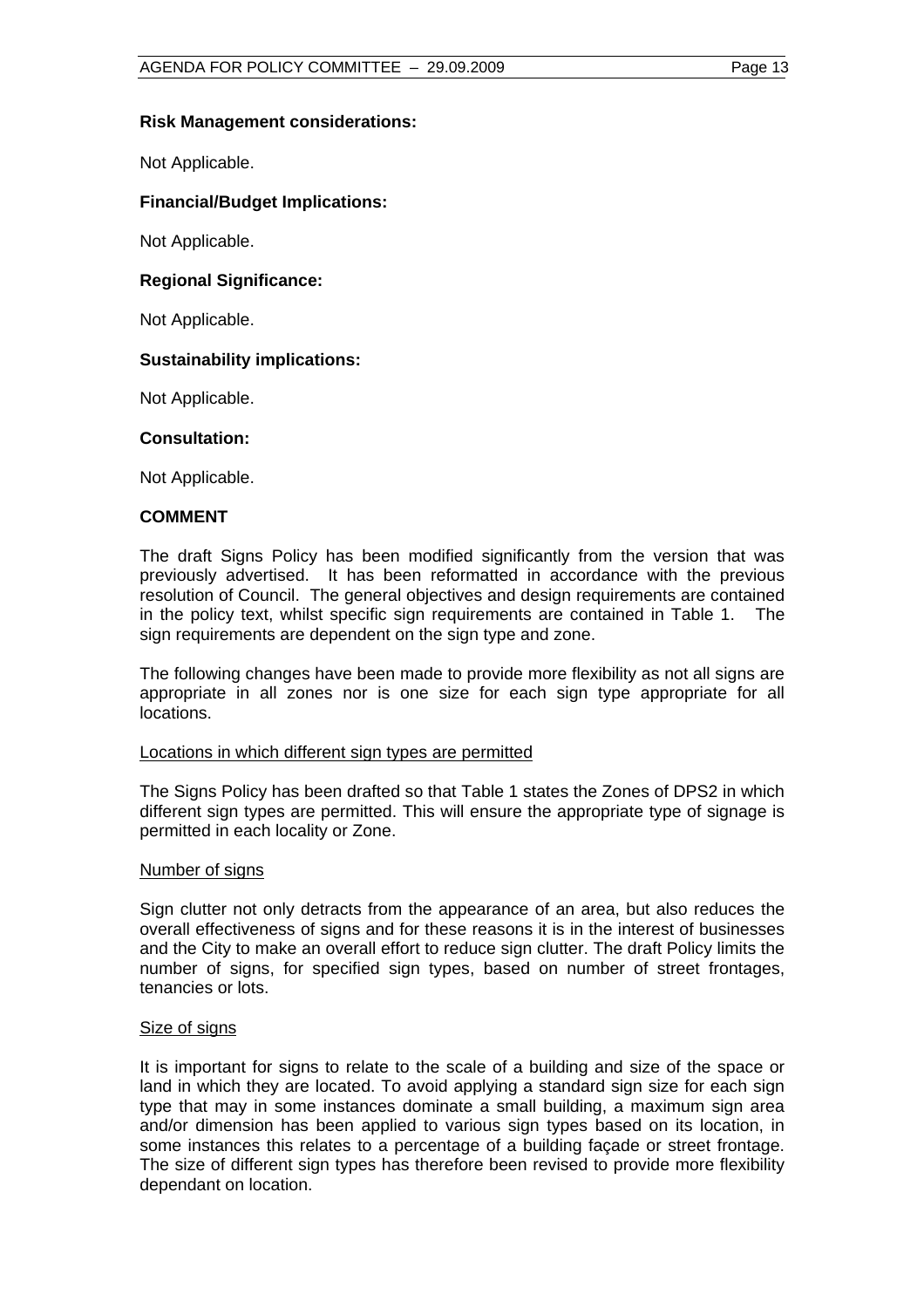**Risk Management considerations:**

Not Applicable.

**Financial/Budget Implications:**

Not Applicable.

**Regional Significance:**

Not Applicable.

**Sustainability implications:**

Not Applicable.

**Consultation:**

Not Applicable.

**COMMENT**

The draft Signs Policy has been modified significantly from the version that was previously advertised. It has been reformatted in accordance with the previous resolution of Council. The general objectives and design requirements are contained in the policy text, whilst specific sign requirements are contained in Table 1. The sign requirements are dependent on the sign type and zone.

The following changes have been made to provide more flexibility as not all signs are appropriate in all zones nor is one size for each sign type appropriate for all locations.

<u>Locations in which different sign types are permitted</u>

The Signs Policy has been drafted so that Table 1 states the Zones of DPS2 in which different sign types are permitted. This will ensure the appropriate type of signage is permitted in each locality or Zone.

<u>Number of signs</u>

Sign clutter not only detracts from the appearance of an area, but also reduces the overall effectiveness of signs and for these reasons it is in the interest of businesses and the City to make an overall effort to reduce sign clutter. The draft Policy limits the number of signs, for specified sign types, based on number of street frontages, tenancies or lots.

<u>Size of signs</u>

It is important for signs to relate to the scale of a building and size of the space or land in which they are located. To avoid applying a standard sign size for each sign type that may in some instances dominate a small building, a maximum sign area and/or dimension has been applied to various sign types based on its location, in some instances this relates to a percentage of a building façade or street frontage. The size of different sign types has therefore been revised to provide more flexibility dependant on location.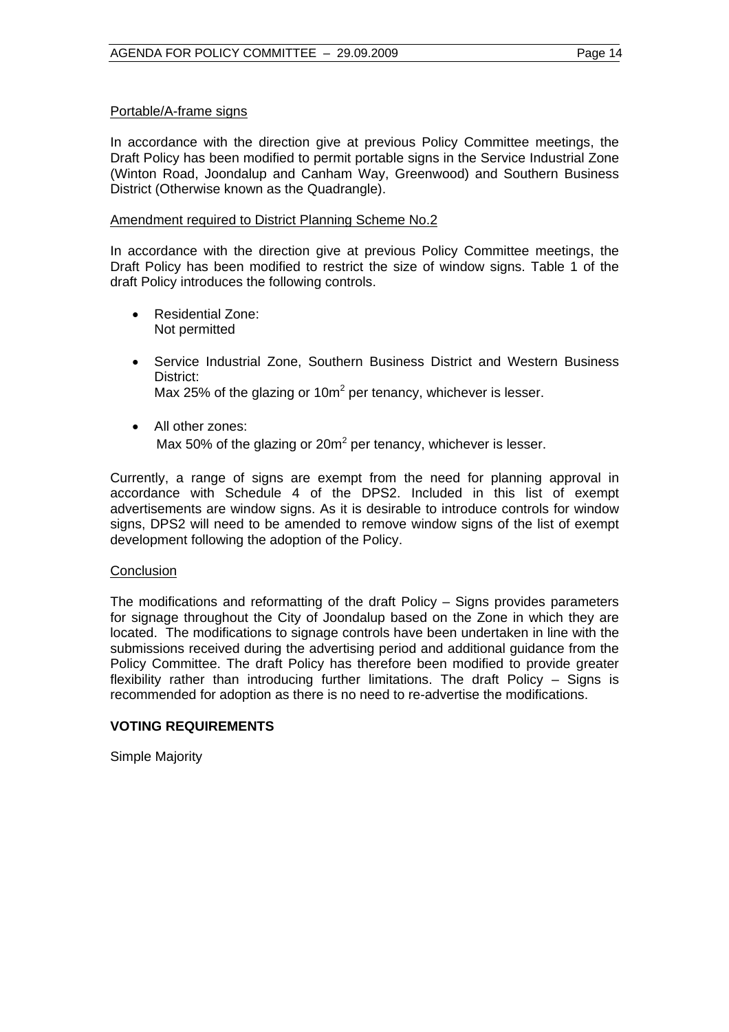Portable/A-frame signs

In accordance with the direction give at previous Policy Committee meetings, the Draft Policy has been modified to permit portable signs in the Service Industrial Zone (Winton Road, Joondalup and Canham Way, Greenwood) and Southern Business District (Otherwise known as the Quadrangle).

Amendment required to District Planning Scheme No.2

In accordance with the direction give at previous Policy Committee meetings, the Draft Policy has been modified to restrict the size of window signs. Table 1 of the draft Policy introduces the following controls.

- Residential Zone:
  Not permitted

- Service Industrial Zone, Southern Business District and Western Business District:
  Max 25% of the glazing or 10m$^2$ per tenancy, whichever is lesser.

- All other zones:
  Max 50% of the glazing or 20m$^2$ per tenancy, whichever is lesser.

Currently, a range of signs are exempt from the need for planning approval in accordance with Schedule 4 of the DPS2. Included in this list of exempt advertisements are window signs. As it is desirable to introduce controls for window signs, DPS2 will need to be amended to remove window signs of the list of exempt development following the adoption of the Policy.

Conclusion

The modifications and reformatting of the draft Policy – Signs provides parameters for signage throughout the City of Joondalup based on the Zone in which they are located. The modifications to signage controls have been undertaken in line with the submissions received during the advertising period and additional guidance from the Policy Committee. The draft Policy has therefore been modified to provide greater flexibility rather than introducing further limitations. The draft Policy – Signs is recommended for adoption as there is no need to re-advertise the modifications.

**VOTING REQUIREMENTS**

Simple Majority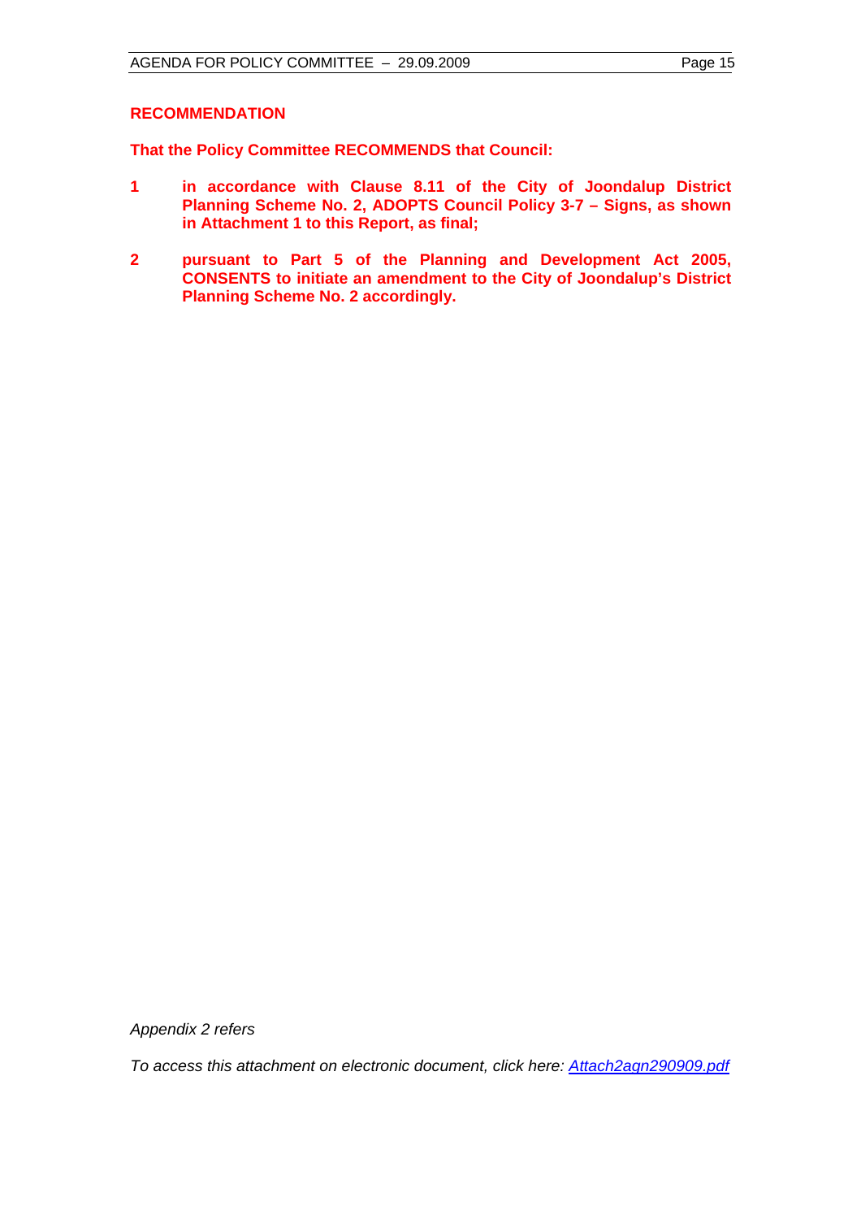**RECOMMENDATION**

**That the Policy Committee RECOMMENDS that Council:**

1. **in accordance with Clause 8.11 of the City of Joondalup District Planning Scheme No. 2, ADOPTS Council Policy 3-7 – Signs, as shown in Attachment 1 to this Report, as final;**

2. **pursuant to Part 5 of the Planning and Development Act 2005, CONSENTS to initiate an amendment to the City of Joondalup's District Planning Scheme No. 2 accordingly.**

*Appendix 2 refers*

*To access this attachment on electronic document, click here: Attach2agn290909.pdf*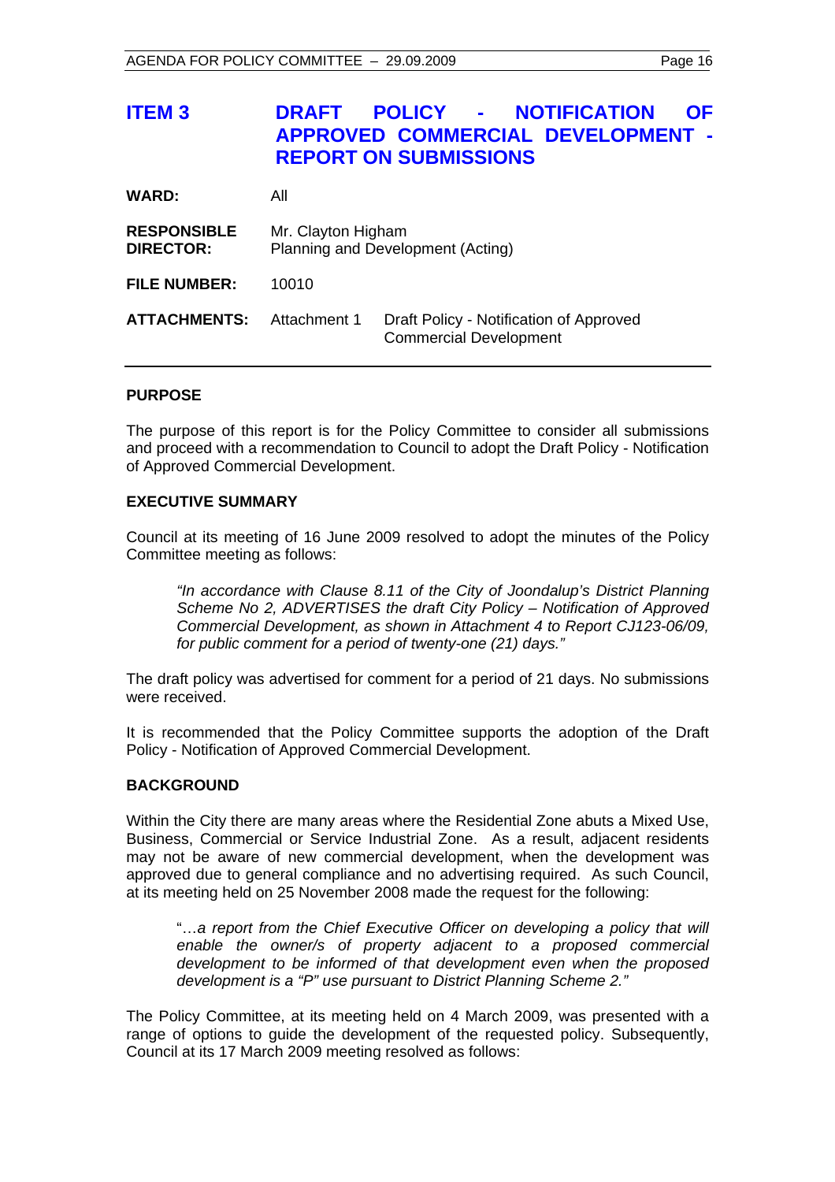## ITEM 3 DRAFT POLICY - NOTIFICATION OF APPROVED COMMERCIAL DEVELOPMENT - REPORT ON SUBMISSIONS

| | | |
|---|---|---|
| **WARD:** | All | |
| **RESPONSIBLE DIRECTOR:** | Mr. Clayton Higham<br>Planning and Development (Acting) | |
| **FILE NUMBER:** | 10010 | |
| **ATTACHMENTS:** | Attachment 1 | Draft Policy - Notification of Approved Commercial Development |

### PURPOSE

The purpose of this report is for the Policy Committee to consider all submissions and proceed with a recommendation to Council to adopt the Draft Policy - Notification of Approved Commercial Development.

### EXECUTIVE SUMMARY

Council at its meeting of 16 June 2009 resolved to adopt the minutes of the Policy Committee meeting as follows:

> *"In accordance with Clause 8.11 of the City of Joondalup's District Planning Scheme No 2, ADVERTISES the draft City Policy – Notification of Approved Commercial Development, as shown in Attachment 4 to Report CJ123-06/09, for public comment for a period of twenty-one (21) days."*

The draft policy was advertised for comment for a period of 21 days. No submissions were received.

It is recommended that the Policy Committee supports the adoption of the Draft Policy - Notification of Approved Commercial Development.

### BACKGROUND

Within the City there are many areas where the Residential Zone abuts a Mixed Use, Business, Commercial or Service Industrial Zone. As a result, adjacent residents may not be aware of new commercial development, when the development was approved due to general compliance and no advertising required. As such Council, at its meeting held on 25 November 2008 made the request for the following:

> "…*a report from the Chief Executive Officer on developing a policy that will enable the owner/s of property adjacent to a proposed commercial development to be informed of that development even when the proposed development is a "P" use pursuant to District Planning Scheme 2."*

The Policy Committee, at its meeting held on 4 March 2009, was presented with a range of options to guide the development of the requested policy. Subsequently, Council at its 17 March 2009 meeting resolved as follows: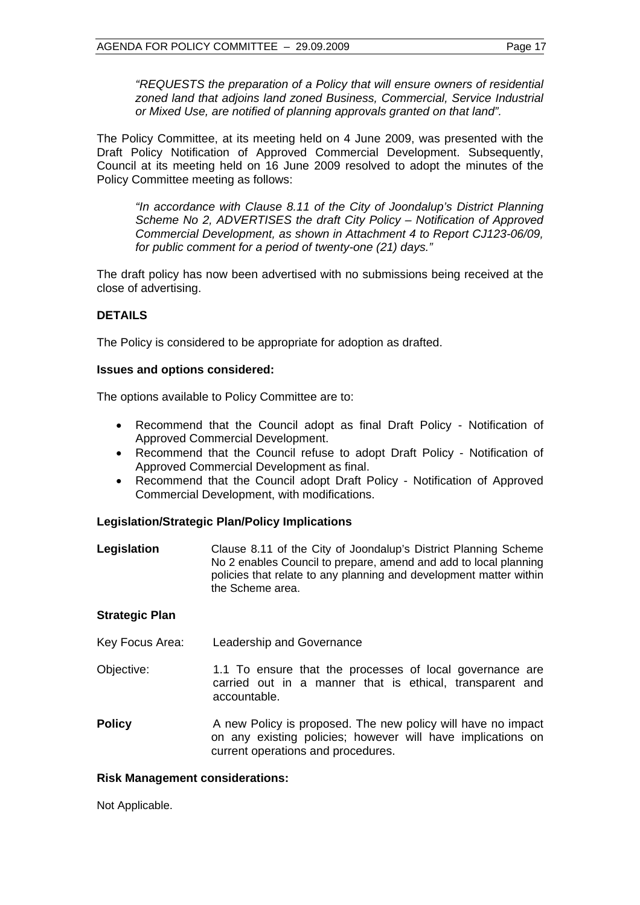*"REQUESTS the preparation of a Policy that will ensure owners of residential zoned land that adjoins land zoned Business, Commercial, Service Industrial or Mixed Use, are notified of planning approvals granted on that land".*

The Policy Committee, at its meeting held on 4 June 2009, was presented with the Draft Policy Notification of Approved Commercial Development. Subsequently, Council at its meeting held on 16 June 2009 resolved to adopt the minutes of the Policy Committee meeting as follows:

*"In accordance with Clause 8.11 of the City of Joondalup's District Planning Scheme No 2, ADVERTISES the draft City Policy – Notification of Approved Commercial Development, as shown in Attachment 4 to Report CJ123-06/09, for public comment for a period of twenty-one (21) days."*

The draft policy has now been advertised with no submissions being received at the close of advertising.

## DETAILS

The Policy is considered to be appropriate for adoption as drafted.

### Issues and options considered:

The options available to Policy Committee are to:

- Recommend that the Council adopt as final Draft Policy - Notification of Approved Commercial Development.
- Recommend that the Council refuse to adopt Draft Policy - Notification of Approved Commercial Development as final.
- Recommend that the Council adopt Draft Policy - Notification of Approved Commercial Development, with modifications.

### Legislation/Strategic Plan/Policy Implications

**Legislation** Clause 8.11 of the City of Joondalup's District Planning Scheme No 2 enables Council to prepare, amend and add to local planning policies that relate to any planning and development matter within the Scheme area.

### Strategic Plan

Key Focus Area: Leadership and Governance

Objective: 1.1 To ensure that the processes of local governance are carried out in a manner that is ethical, transparent and accountable.

**Policy** A new Policy is proposed. The new policy will have no impact on any existing policies; however will have implications on current operations and procedures.

### Risk Management considerations:

Not Applicable.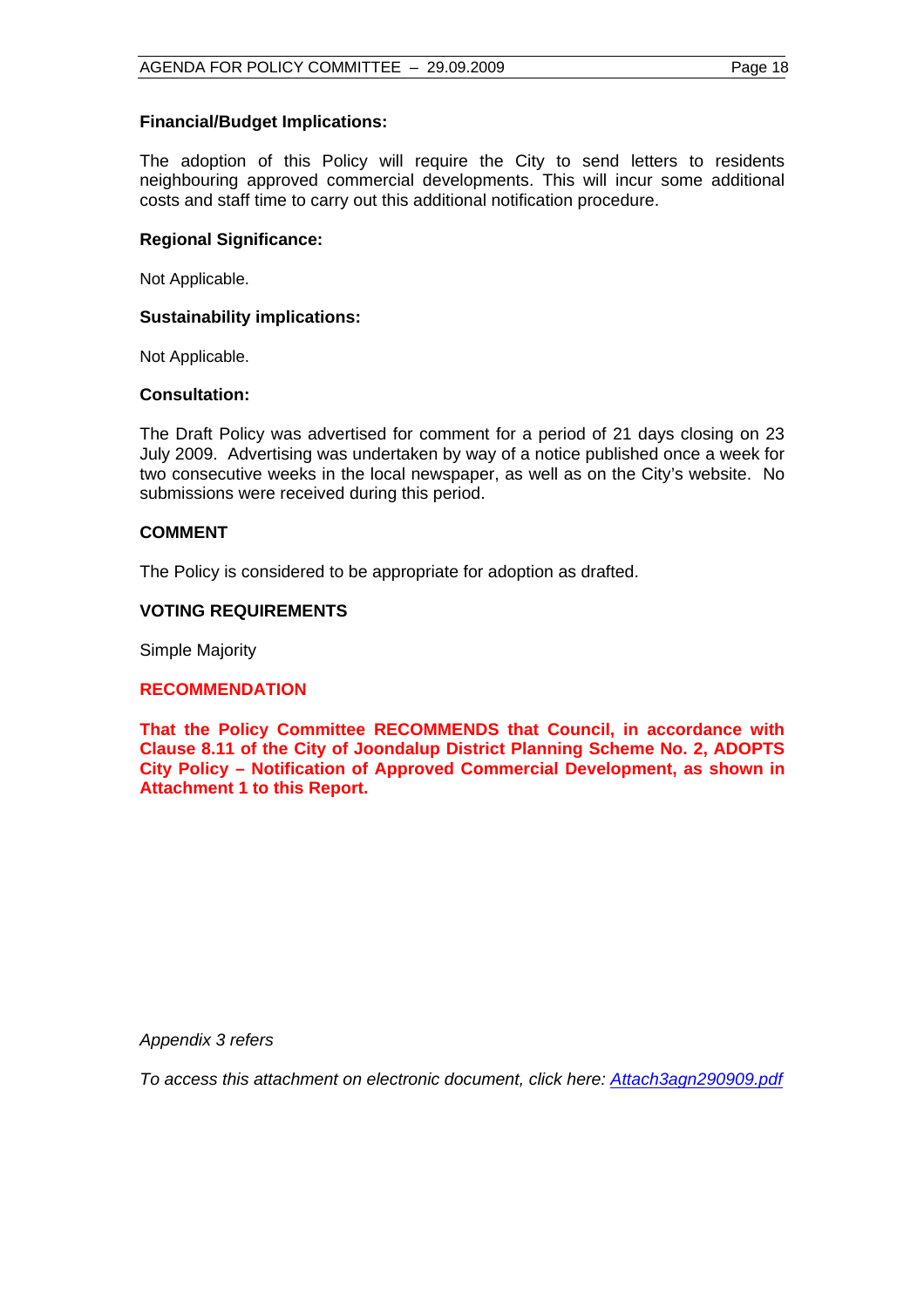**Financial/Budget Implications:**

The adoption of this Policy will require the City to send letters to residents neighbouring approved commercial developments. This will incur some additional costs and staff time to carry out this additional notification procedure.

**Regional Significance:**

Not Applicable.

**Sustainability implications:**

Not Applicable.

**Consultation:**

The Draft Policy was advertised for comment for a period of 21 days closing on 23 July 2009. Advertising was undertaken by way of a notice published once a week for two consecutive weeks in the local newspaper, as well as on the City's website. No submissions were received during this period.

**COMMENT**

The Policy is considered to be appropriate for adoption as drafted.

**VOTING REQUIREMENTS**

Simple Majority

**RECOMMENDATION**

**That the Policy Committee RECOMMENDS that Council, in accordance with Clause 8.11 of the City of Joondalup District Planning Scheme No. 2, ADOPTS City Policy – Notification of Approved Commercial Development, as shown in Attachment 1 to this Report.**

*Appendix 3 refers*

*To access this attachment on electronic document, click here: Attach3agn290909.pdf*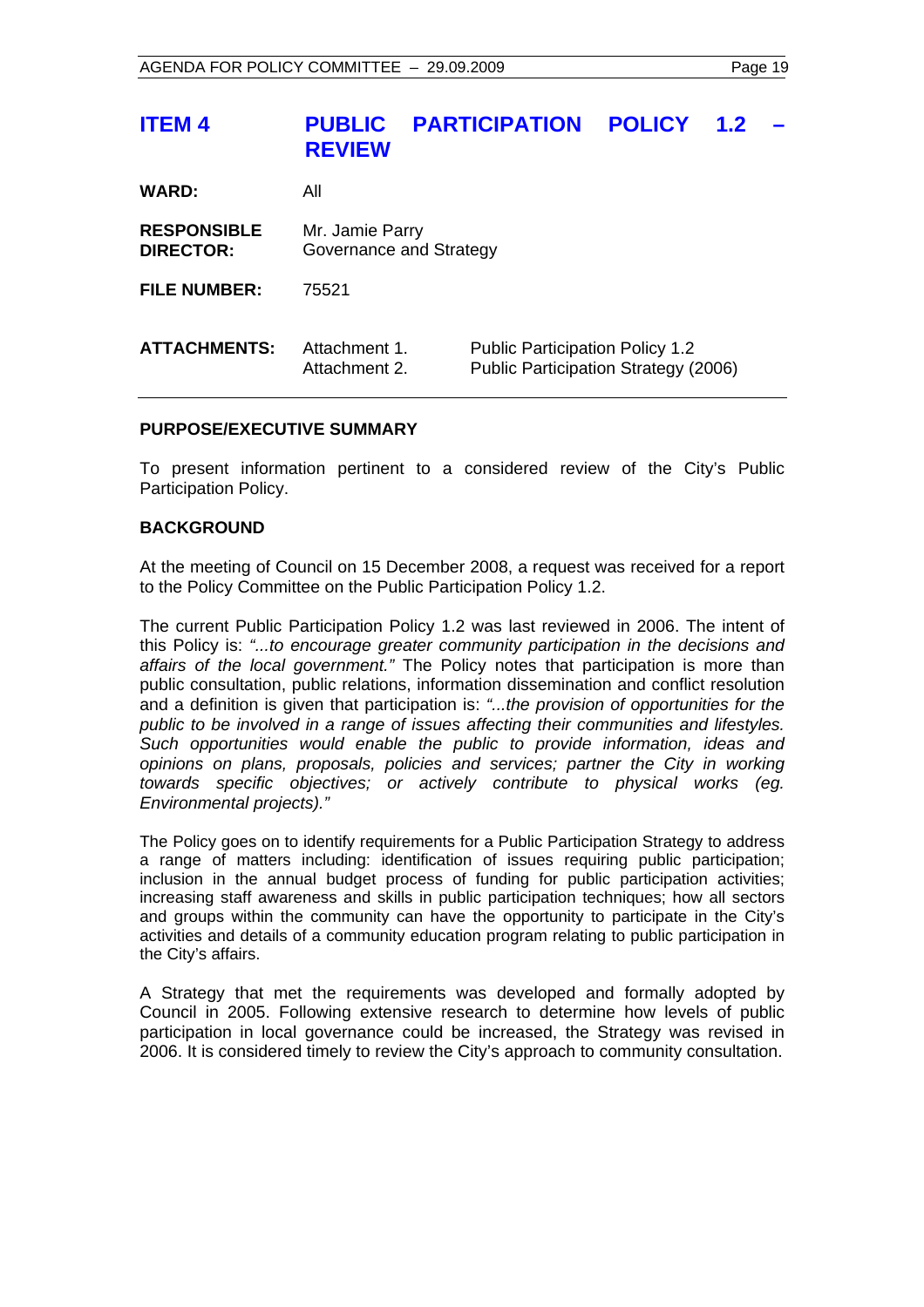# ITEM 4 PUBLIC PARTICIPATION POLICY 1.2 – REVIEW

**WARD:** All

**RESPONSIBLE DIRECTOR:** Mr. Jamie Parry
Governance and Strategy

**FILE NUMBER:** 75521

**ATTACHMENTS:**

| | | |
|---|---|---|
| | Attachment 1. | Public Participation Policy 1.2 |
| | Attachment 2. | Public Participation Strategy (2006) |

---

**PURPOSE/EXECUTIVE SUMMARY**

To present information pertinent to a considered review of the City's Public Participation Policy.

**BACKGROUND**

At the meeting of Council on 15 December 2008, a request was received for a report to the Policy Committee on the Public Participation Policy 1.2.

The current Public Participation Policy 1.2 was last reviewed in 2006. The intent of this Policy is: *"...to encourage greater community participation in the decisions and affairs of the local government."* The Policy notes that participation is more than public consultation, public relations, information dissemination and conflict resolution and a definition is given that participation is: *"...the provision of opportunities for the public to be involved in a range of issues affecting their communities and lifestyles. Such opportunities would enable the public to provide information, ideas and opinions on plans, proposals, policies and services; partner the City in working towards specific objectives; or actively contribute to physical works (eg. Environmental projects)."*

The Policy goes on to identify requirements for a Public Participation Strategy to address a range of matters including: identification of issues requiring public participation; inclusion in the annual budget process of funding for public participation activities; increasing staff awareness and skills in public participation techniques; how all sectors and groups within the community can have the opportunity to participate in the City's activities and details of a community education program relating to public participation in the City's affairs.

A Strategy that met the requirements was developed and formally adopted by Council in 2005. Following extensive research to determine how levels of public participation in local governance could be increased, the Strategy was revised in 2006. It is considered timely to review the City's approach to community consultation.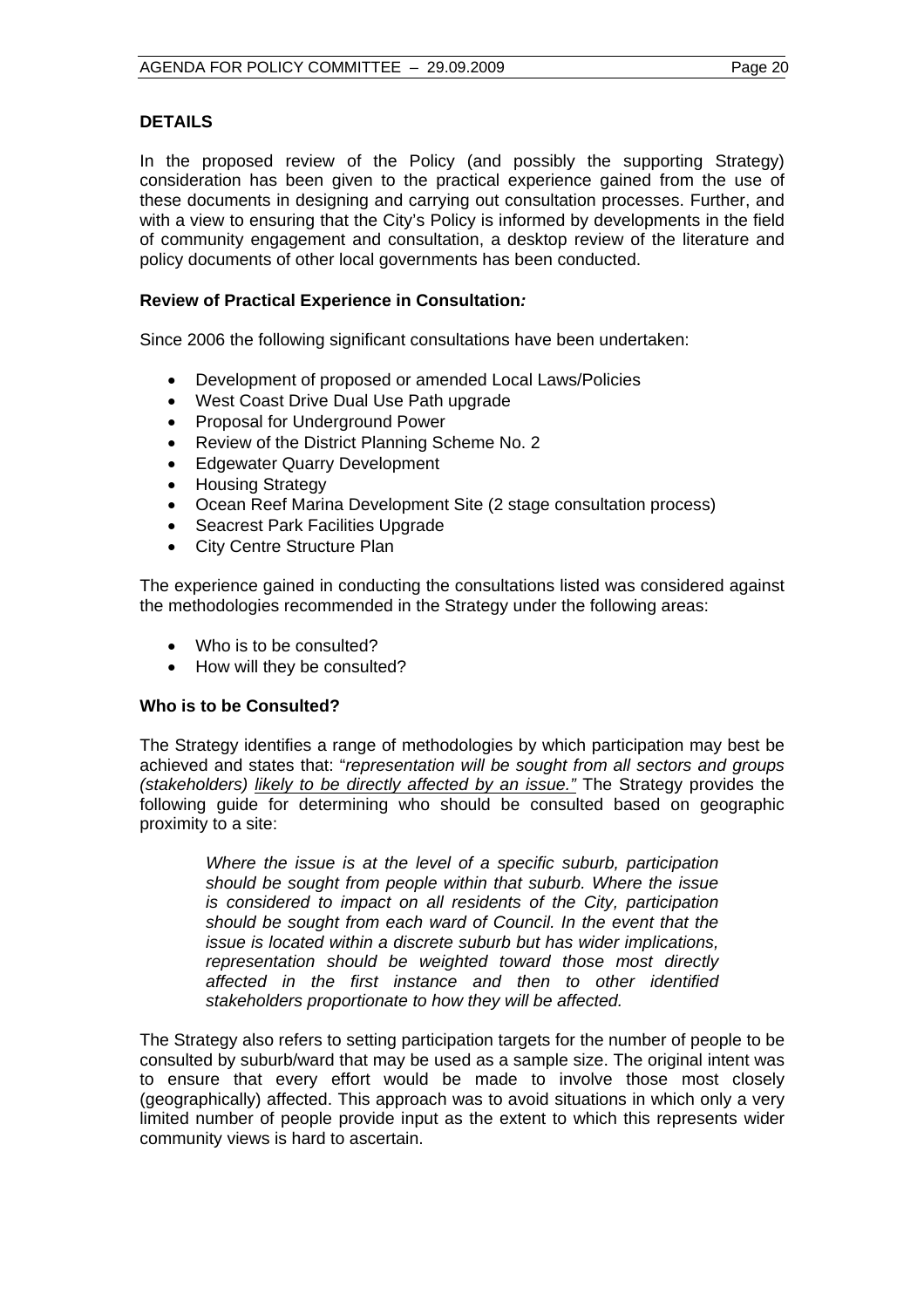## DETAILS

In the proposed review of the Policy (and possibly the supporting Strategy) consideration has been given to the practical experience gained from the use of these documents in designing and carrying out consultation processes. Further, and with a view to ensuring that the City's Policy is informed by developments in the field of community engagement and consultation, a desktop review of the literature and policy documents of other local governments has been conducted.

### Review of Practical Experience in Consultation*:*

Since 2006 the following significant consultations have been undertaken:

- Development of proposed or amended Local Laws/Policies
- West Coast Drive Dual Use Path upgrade
- Proposal for Underground Power
- Review of the District Planning Scheme No. 2
- Edgewater Quarry Development
- Housing Strategy
- Ocean Reef Marina Development Site (2 stage consultation process)
- Seacrest Park Facilities Upgrade
- City Centre Structure Plan

The experience gained in conducting the consultations listed was considered against the methodologies recommended in the Strategy under the following areas:

- Who is to be consulted?
- How will they be consulted?

### Who is to be Consulted?

The Strategy identifies a range of methodologies by which participation may best be achieved and states that: "*representation will be sought from all sectors and groups (stakeholders) <u>likely to be directly affected by an issue.</u>"* The Strategy provides the following guide for determining who should be consulted based on geographic proximity to a site:

> *Where the issue is at the level of a specific suburb, participation should be sought from people within that suburb. Where the issue is considered to impact on all residents of the City, participation should be sought from each ward of Council. In the event that the issue is located within a discrete suburb but has wider implications, representation should be weighted toward those most directly affected in the first instance and then to other identified stakeholders proportionate to how they will be affected.*

The Strategy also refers to setting participation targets for the number of people to be consulted by suburb/ward that may be used as a sample size. The original intent was to ensure that every effort would be made to involve those most closely (geographically) affected. This approach was to avoid situations in which only a very limited number of people provide input as the extent to which this represents wider community views is hard to ascertain.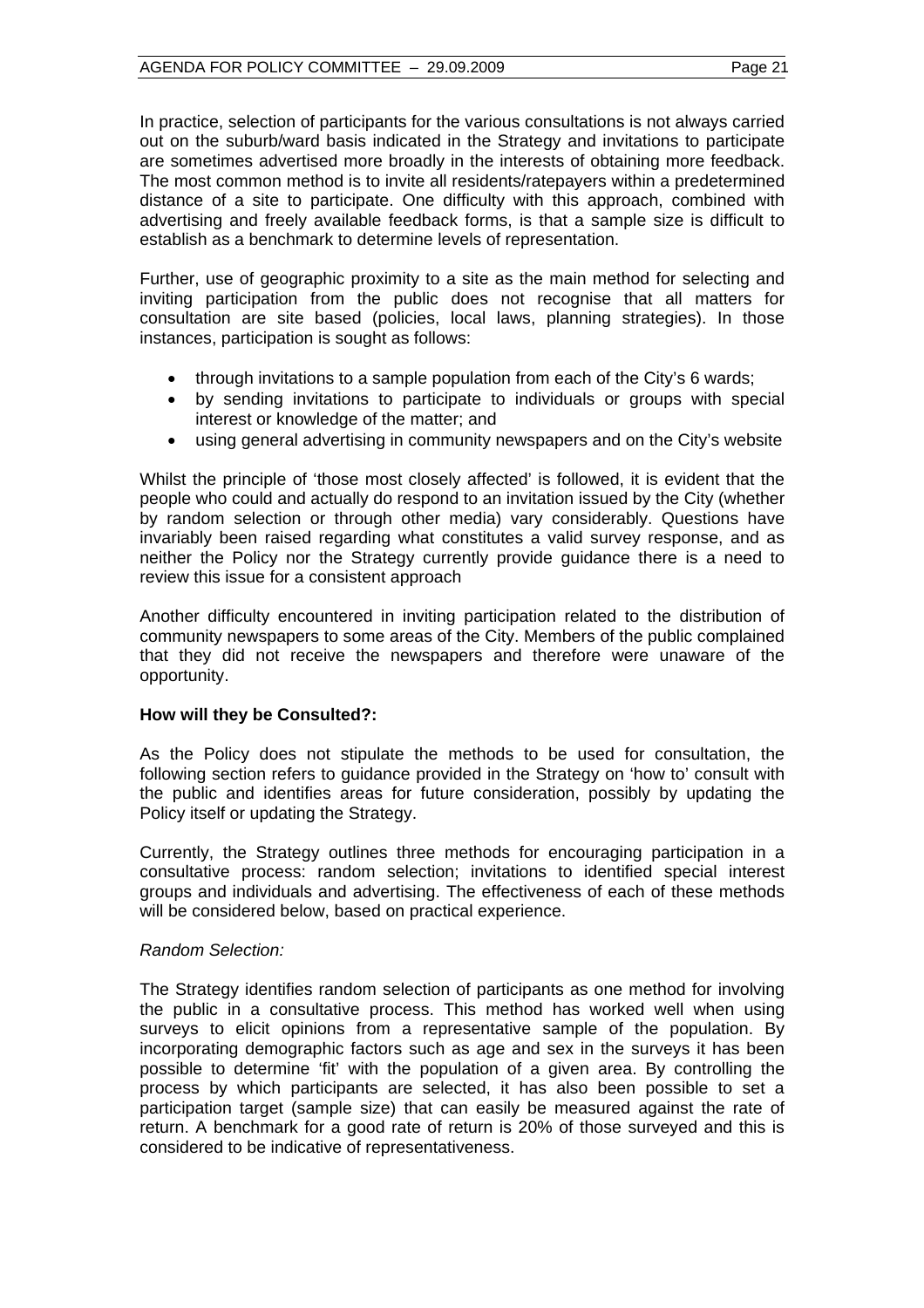In practice, selection of participants for the various consultations is not always carried out on the suburb/ward basis indicated in the Strategy and invitations to participate are sometimes advertised more broadly in the interests of obtaining more feedback. The most common method is to invite all residents/ratepayers within a predetermined distance of a site to participate. One difficulty with this approach, combined with advertising and freely available feedback forms, is that a sample size is difficult to establish as a benchmark to determine levels of representation.

Further, use of geographic proximity to a site as the main method for selecting and inviting participation from the public does not recognise that all matters for consultation are site based (policies, local laws, planning strategies). In those instances, participation is sought as follows:

- through invitations to a sample population from each of the City's 6 wards;
- by sending invitations to participate to individuals or groups with special interest or knowledge of the matter; and
- using general advertising in community newspapers and on the City's website

Whilst the principle of 'those most closely affected' is followed, it is evident that the people who could and actually do respond to an invitation issued by the City (whether by random selection or through other media) vary considerably. Questions have invariably been raised regarding what constitutes a valid survey response, and as neither the Policy nor the Strategy currently provide guidance there is a need to review this issue for a consistent approach

Another difficulty encountered in inviting participation related to the distribution of community newspapers to some areas of the City. Members of the public complained that they did not receive the newspapers and therefore were unaware of the opportunity.

**How will they be Consulted?:**

As the Policy does not stipulate the methods to be used for consultation, the following section refers to guidance provided in the Strategy on 'how to' consult with the public and identifies areas for future consideration, possibly by updating the Policy itself or updating the Strategy.

Currently, the Strategy outlines three methods for encouraging participation in a consultative process: random selection; invitations to identified special interest groups and individuals and advertising. The effectiveness of each of these methods will be considered below, based on practical experience.

*Random Selection:*

The Strategy identifies random selection of participants as one method for involving the public in a consultative process. This method has worked well when using surveys to elicit opinions from a representative sample of the population. By incorporating demographic factors such as age and sex in the surveys it has been possible to determine 'fit' with the population of a given area. By controlling the process by which participants are selected, it has also been possible to set a participation target (sample size) that can easily be measured against the rate of return. A benchmark for a good rate of return is 20% of those surveyed and this is considered to be indicative of representativeness.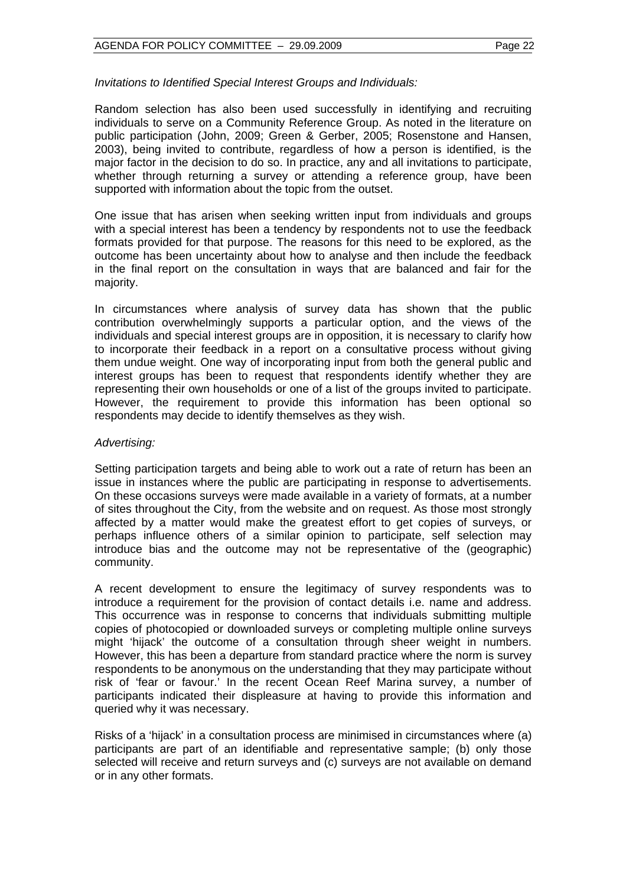*Invitations to Identified Special Interest Groups and Individuals:*

Random selection has also been used successfully in identifying and recruiting individuals to serve on a Community Reference Group. As noted in the literature on public participation (John, 2009; Green & Gerber, 2005; Rosenstone and Hansen, 2003), being invited to contribute, regardless of how a person is identified, is the major factor in the decision to do so. In practice, any and all invitations to participate, whether through returning a survey or attending a reference group, have been supported with information about the topic from the outset.

One issue that has arisen when seeking written input from individuals and groups with a special interest has been a tendency by respondents not to use the feedback formats provided for that purpose. The reasons for this need to be explored, as the outcome has been uncertainty about how to analyse and then include the feedback in the final report on the consultation in ways that are balanced and fair for the majority.

In circumstances where analysis of survey data has shown that the public contribution overwhelmingly supports a particular option, and the views of the individuals and special interest groups are in opposition, it is necessary to clarify how to incorporate their feedback in a report on a consultative process without giving them undue weight. One way of incorporating input from both the general public and interest groups has been to request that respondents identify whether they are representing their own households or one of a list of the groups invited to participate. However, the requirement to provide this information has been optional so respondents may decide to identify themselves as they wish.

*Advertising:*

Setting participation targets and being able to work out a rate of return has been an issue in instances where the public are participating in response to advertisements. On these occasions surveys were made available in a variety of formats, at a number of sites throughout the City, from the website and on request. As those most strongly affected by a matter would make the greatest effort to get copies of surveys, or perhaps influence others of a similar opinion to participate, self selection may introduce bias and the outcome may not be representative of the (geographic) community.

A recent development to ensure the legitimacy of survey respondents was to introduce a requirement for the provision of contact details i.e. name and address. This occurrence was in response to concerns that individuals submitting multiple copies of photocopied or downloaded surveys or completing multiple online surveys might 'hijack' the outcome of a consultation through sheer weight in numbers. However, this has been a departure from standard practice where the norm is survey respondents to be anonymous on the understanding that they may participate without risk of 'fear or favour.' In the recent Ocean Reef Marina survey, a number of participants indicated their displeasure at having to provide this information and queried why it was necessary.

Risks of a 'hijack' in a consultation process are minimised in circumstances where (a) participants are part of an identifiable and representative sample; (b) only those selected will receive and return surveys and (c) surveys are not available on demand or in any other formats.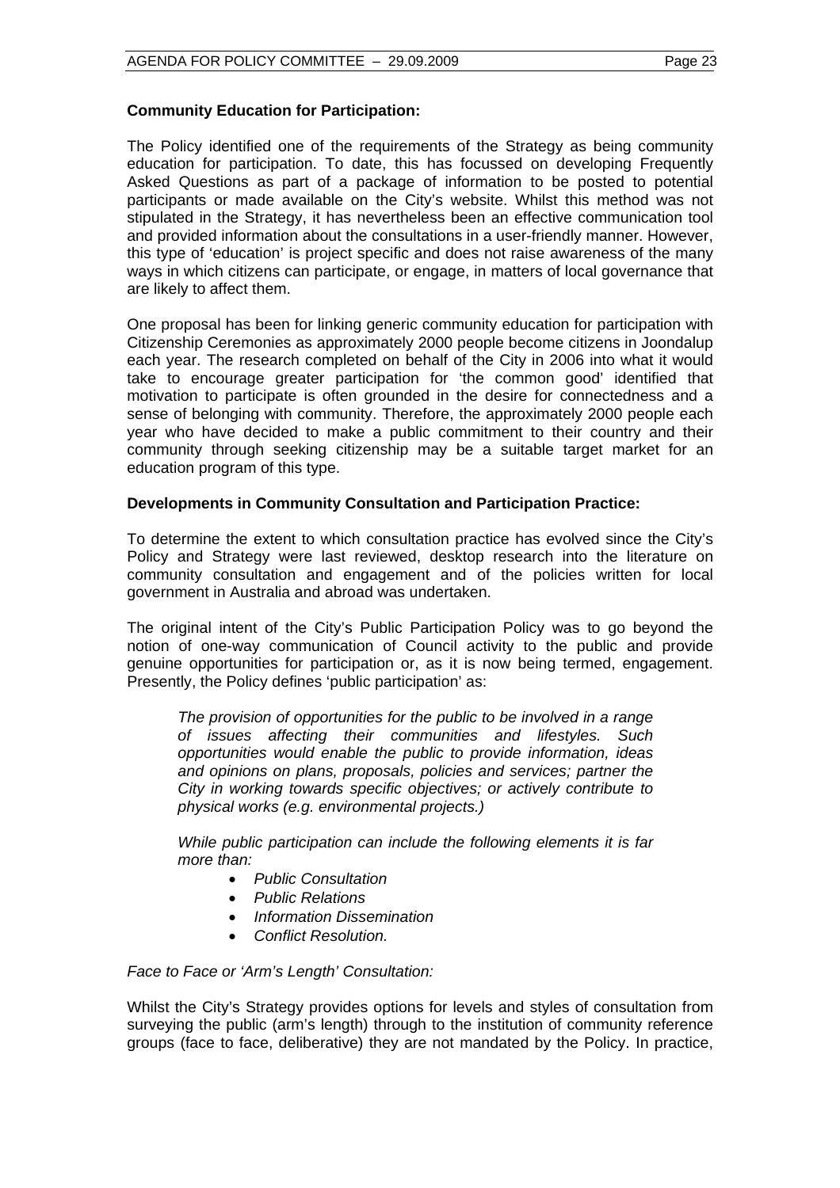**Community Education for Participation:**

The Policy identified one of the requirements of the Strategy as being community education for participation. To date, this has focussed on developing Frequently Asked Questions as part of a package of information to be posted to potential participants or made available on the City's website. Whilst this method was not stipulated in the Strategy, it has nevertheless been an effective communication tool and provided information about the consultations in a user-friendly manner. However, this type of 'education' is project specific and does not raise awareness of the many ways in which citizens can participate, or engage, in matters of local governance that are likely to affect them.

One proposal has been for linking generic community education for participation with Citizenship Ceremonies as approximately 2000 people become citizens in Joondalup each year. The research completed on behalf of the City in 2006 into what it would take to encourage greater participation for 'the common good' identified that motivation to participate is often grounded in the desire for connectedness and a sense of belonging with community. Therefore, the approximately 2000 people each year who have decided to make a public commitment to their country and their community through seeking citizenship may be a suitable target market for an education program of this type.

**Developments in Community Consultation and Participation Practice:**

To determine the extent to which consultation practice has evolved since the City's Policy and Strategy were last reviewed, desktop research into the literature on community consultation and engagement and of the policies written for local government in Australia and abroad was undertaken.

The original intent of the City's Public Participation Policy was to go beyond the notion of one-way communication of Council activity to the public and provide genuine opportunities for participation or, as it is now being termed, engagement. Presently, the Policy defines 'public participation' as:

> *The provision of opportunities for the public to be involved in a range of issues affecting their communities and lifestyles. Such opportunities would enable the public to provide information, ideas and opinions on plans, proposals, policies and services; partner the City in working towards specific objectives; or actively contribute to physical works (e.g. environmental projects.)*
>
> *While public participation can include the following elements it is far more than:*
>
> - *Public Consultation*
> - *Public Relations*
> - *Information Dissemination*
> - *Conflict Resolution.*

*Face to Face or 'Arm's Length' Consultation:*

Whilst the City's Strategy provides options for levels and styles of consultation from surveying the public (arm's length) through to the institution of community reference groups (face to face, deliberative) they are not mandated by the Policy. In practice,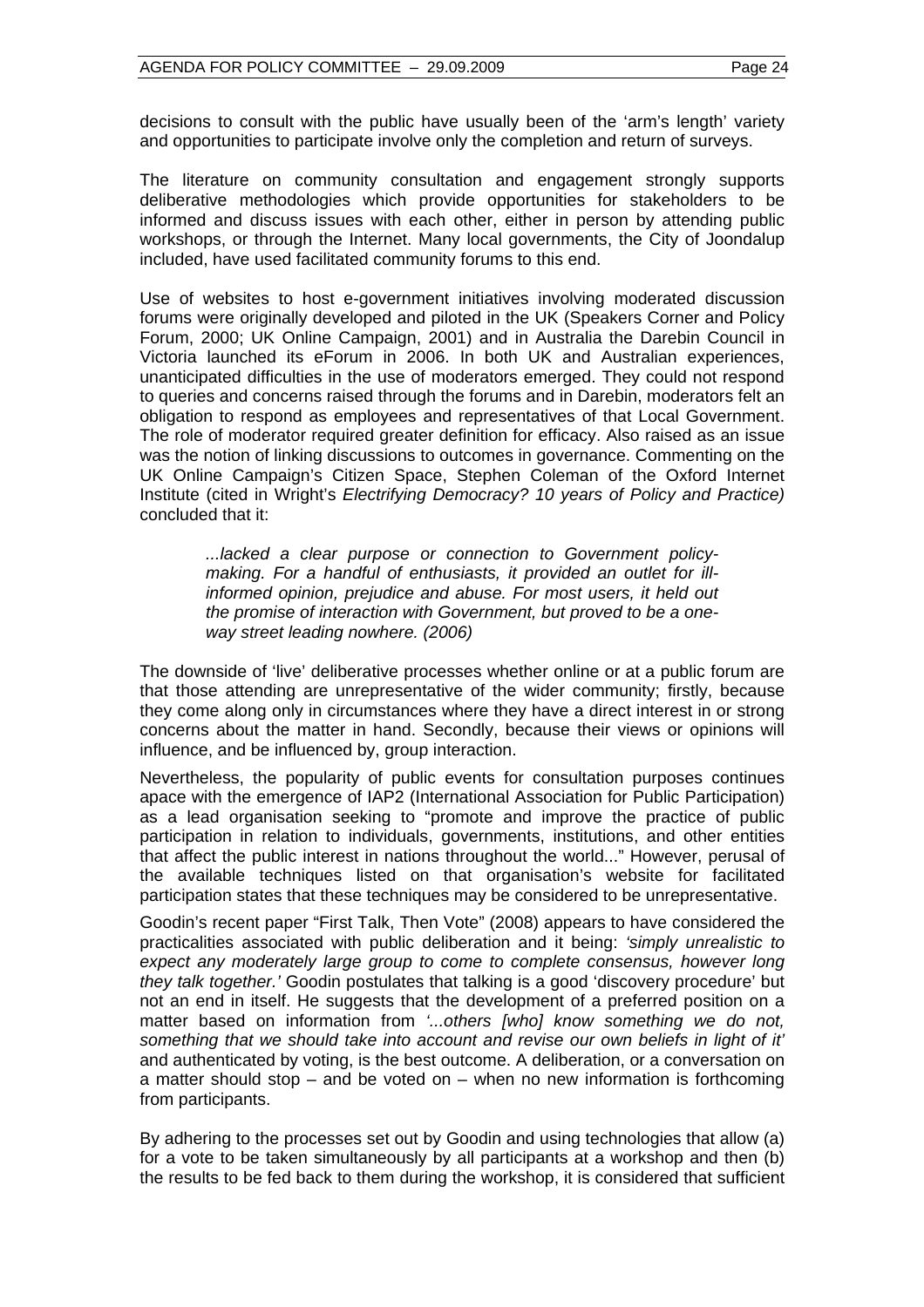decisions to consult with the public have usually been of the 'arm's length' variety and opportunities to participate involve only the completion and return of surveys.

The literature on community consultation and engagement strongly supports deliberative methodologies which provide opportunities for stakeholders to be informed and discuss issues with each other, either in person by attending public workshops, or through the Internet. Many local governments, the City of Joondalup included, have used facilitated community forums to this end.

Use of websites to host e-government initiatives involving moderated discussion forums were originally developed and piloted in the UK (Speakers Corner and Policy Forum, 2000; UK Online Campaign, 2001) and in Australia the Darebin Council in Victoria launched its eForum in 2006. In both UK and Australian experiences, unanticipated difficulties in the use of moderators emerged. They could not respond to queries and concerns raised through the forums and in Darebin, moderators felt an obligation to respond as employees and representatives of that Local Government. The role of moderator required greater definition for efficacy. Also raised as an issue was the notion of linking discussions to outcomes in governance. Commenting on the UK Online Campaign's Citizen Space, Stephen Coleman of the Oxford Internet Institute (cited in Wright's *Electrifying Democracy? 10 years of Policy and Practice)* concluded that it:

> *...lacked a clear purpose or connection to Government policy-making. For a handful of enthusiasts, it provided an outlet for ill-informed opinion, prejudice and abuse. For most users, it held out the promise of interaction with Government, but proved to be a one-way street leading nowhere. (2006)*

The downside of 'live' deliberative processes whether online or at a public forum are that those attending are unrepresentative of the wider community; firstly, because they come along only in circumstances where they have a direct interest in or strong concerns about the matter in hand. Secondly, because their views or opinions will influence, and be influenced by, group interaction.

Nevertheless, the popularity of public events for consultation purposes continues apace with the emergence of IAP2 (International Association for Public Participation) as a lead organisation seeking to "promote and improve the practice of public participation in relation to individuals, governments, institutions, and other entities that affect the public interest in nations throughout the world..." However, perusal of the available techniques listed on that organisation's website for facilitated participation states that these techniques may be considered to be unrepresentative.

Goodin's recent paper "First Talk, Then Vote" (2008) appears to have considered the practicalities associated with public deliberation and it being: *'simply unrealistic to expect any moderately large group to come to complete consensus, however long they talk together.'* Goodin postulates that talking is a good 'discovery procedure' but not an end in itself. He suggests that the development of a preferred position on a matter based on information from *'...others [who] know something we do not, something that we should take into account and revise our own beliefs in light of it'* and authenticated by voting, is the best outcome. A deliberation, or a conversation on a matter should stop – and be voted on – when no new information is forthcoming from participants.

By adhering to the processes set out by Goodin and using technologies that allow (a) for a vote to be taken simultaneously by all participants at a workshop and then (b) the results to be fed back to them during the workshop, it is considered that sufficient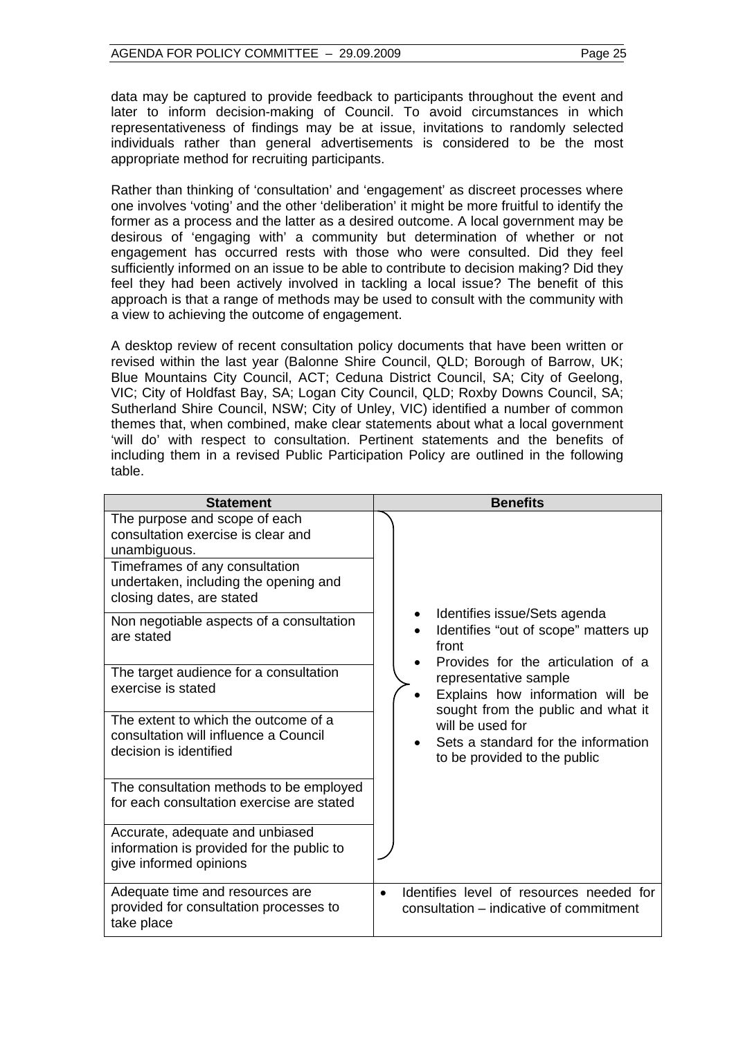data may be captured to provide feedback to participants throughout the event and later to inform decision-making of Council. To avoid circumstances in which representativeness of findings may be at issue, invitations to randomly selected individuals rather than general advertisements is considered to be the most appropriate method for recruiting participants.

Rather than thinking of 'consultation' and 'engagement' as discreet processes where one involves 'voting' and the other 'deliberation' it might be more fruitful to identify the former as a process and the latter as a desired outcome. A local government may be desirous of 'engaging with' a community but determination of whether or not engagement has occurred rests with those who were consulted. Did they feel sufficiently informed on an issue to be able to contribute to decision making? Did they feel they had been actively involved in tackling a local issue? The benefit of this approach is that a range of methods may be used to consult with the community with a view to achieving the outcome of engagement.

A desktop review of recent consultation policy documents that have been written or revised within the last year (Balonne Shire Council, QLD; Borough of Barrow, UK; Blue Mountains City Council, ACT; Ceduna District Council, SA; City of Geelong, VIC; City of Holdfast Bay, SA; Logan City Council, QLD; Roxby Downs Council, SA; Sutherland Shire Council, NSW; City of Unley, VIC) identified a number of common themes that, when combined, make clear statements about what a local government 'will do' with respect to consultation. Pertinent statements and the benefits of including them in a revised Public Participation Policy are outlined in the following table.

| Statement | Benefits |
|---|---|
| The purpose and scope of each consultation exercise is clear and unambiguous. | • Identifies issue/Sets agenda<br>• Identifies "out of scope" matters up front<br>• Provides for the articulation of a representative sample<br>• Explains how information will be sought from the public and what it will be used for<br>• Sets a standard for the information to be provided to the public |
| Timeframes of any consultation undertaken, including the opening and closing dates, are stated | |
| Non negotiable aspects of a consultation are stated | |
| The target audience for a consultation exercise is stated | |
| The extent to which the outcome of a consultation will influence a Council decision is identified | |
| The consultation methods to be employed for each consultation exercise are stated | |
| Accurate, adequate and unbiased information is provided for the public to give informed opinions | |
| Adequate time and resources are provided for consultation processes to take place | • Identifies level of resources needed for consultation – indicative of commitment |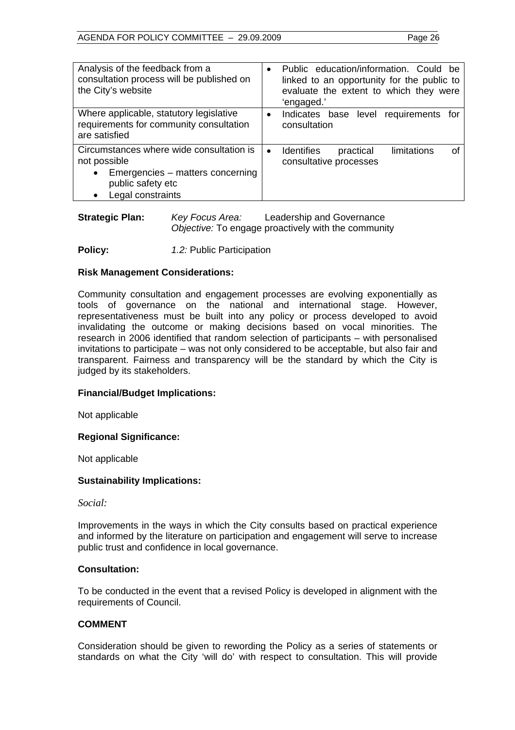| | |
|---|---|
| Analysis of the feedback from a consultation process will be published on the City's website | • Public education/information. Could be linked to an opportunity for the public to evaluate the extent to which they were 'engaged.' |
| Where applicable, statutory legislative requirements for community consultation are satisfied | • Indicates base level requirements for consultation |
| Circumstances where wide consultation is not possible <br> • Emergencies – matters concerning public safety etc <br> • Legal constraints | • Identifies practical limitations of consultative processes |

**Strategic Plan:** *Key Focus Area:* Leadership and Governance
*Objective:* To engage proactively with the community

**Policy:** *1.2:* Public Participation

**Risk Management Considerations:**

Community consultation and engagement processes are evolving exponentially as tools of governance on the national and international stage. However, representativeness must be built into any policy or process developed to avoid invalidating the outcome or making decisions based on vocal minorities. The research in 2006 identified that random selection of participants – with personalised invitations to participate – was not only considered to be acceptable, but also fair and transparent. Fairness and transparency will be the standard by which the City is judged by its stakeholders.

**Financial/Budget Implications:**

Not applicable

**Regional Significance:**

Not applicable

**Sustainability Implications:**

*Social:*

Improvements in the ways in which the City consults based on practical experience and informed by the literature on participation and engagement will serve to increase public trust and confidence in local governance.

**Consultation:**

To be conducted in the event that a revised Policy is developed in alignment with the requirements of Council.

**COMMENT**

Consideration should be given to rewording the Policy as a series of statements or standards on what the City 'will do' with respect to consultation. This will provide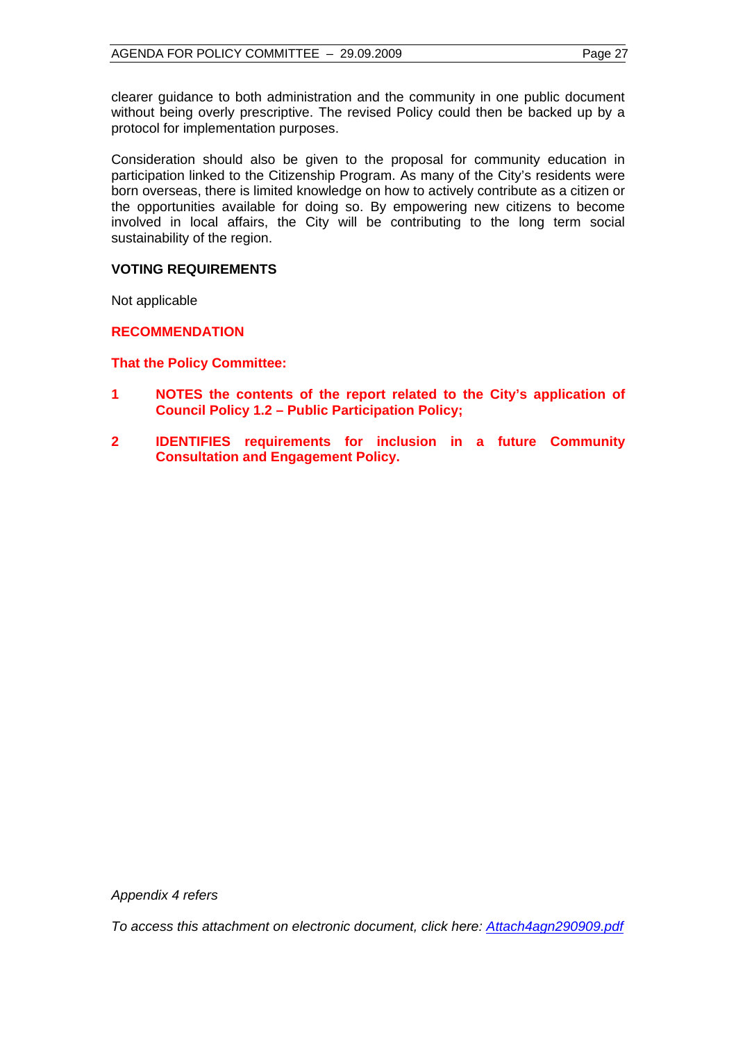clearer guidance to both administration and the community in one public document without being overly prescriptive. The revised Policy could then be backed up by a protocol for implementation purposes.

Consideration should also be given to the proposal for community education in participation linked to the Citizenship Program. As many of the City's residents were born overseas, there is limited knowledge on how to actively contribute as a citizen or the opportunities available for doing so. By empowering new citizens to become involved in local affairs, the City will be contributing to the long term social sustainability of the region.

**VOTING REQUIREMENTS**

Not applicable

**RECOMMENDATION**

**That the Policy Committee:**

**1 NOTES the contents of the report related to the City's application of Council Policy 1.2 – Public Participation Policy;**

**2 IDENTIFIES requirements for inclusion in a future Community Consultation and Engagement Policy.**

*Appendix 4 refers*

*To access this attachment on electronic document, click here: Attach4agn290909.pdf*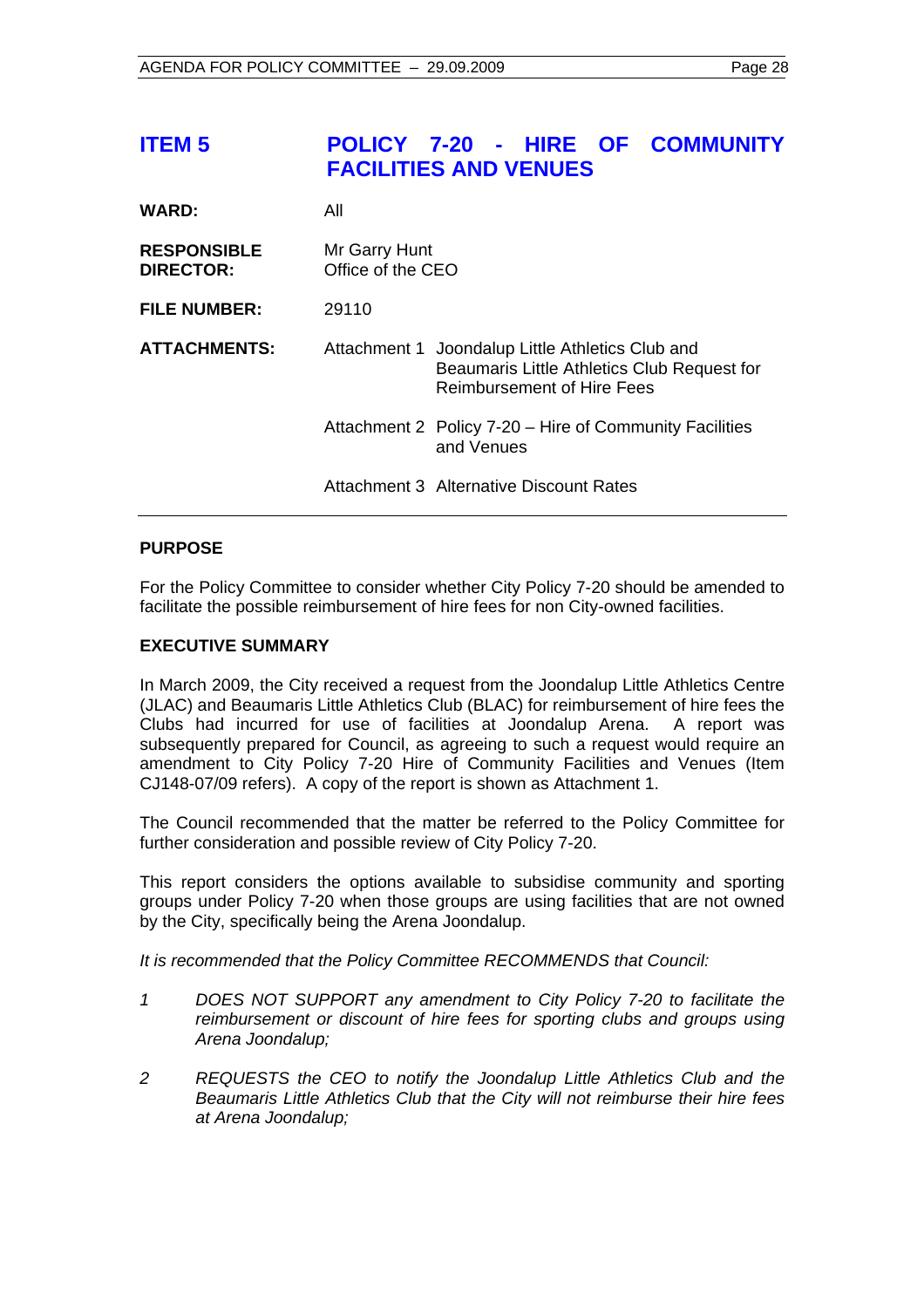# ITEM 5 POLICY 7-20 - HIRE OF COMMUNITY FACILITIES AND VENUES

| | |
|---|---|
| **WARD:** | All |
| **RESPONSIBLE DIRECTOR:** | Mr Garry Hunt<br>Office of the CEO |
| **FILE NUMBER:** | 29110 |
| **ATTACHMENTS:** | Attachment 1 Joondalup Little Athletics Club and Beaumaris Little Athletics Club Request for Reimbursement of Hire Fees<br><br>Attachment 2 Policy 7-20 – Hire of Community Facilities and Venues<br><br>Attachment 3 Alternative Discount Rates |

## PURPOSE

For the Policy Committee to consider whether City Policy 7-20 should be amended to facilitate the possible reimbursement of hire fees for non City-owned facilities.

## EXECUTIVE SUMMARY

In March 2009, the City received a request from the Joondalup Little Athletics Centre (JLAC) and Beaumaris Little Athletics Club (BLAC) for reimbursement of hire fees the Clubs had incurred for use of facilities at Joondalup Arena. A report was subsequently prepared for Council, as agreeing to such a request would require an amendment to City Policy 7-20 Hire of Community Facilities and Venues (Item CJ148-07/09 refers). A copy of the report is shown as Attachment 1.

The Council recommended that the matter be referred to the Policy Committee for further consideration and possible review of City Policy 7-20.

This report considers the options available to subsidise community and sporting groups under Policy 7-20 when those groups are using facilities that are not owned by the City, specifically being the Arena Joondalup.

*It is recommended that the Policy Committee RECOMMENDS that Council:*

1. *DOES NOT SUPPORT any amendment to City Policy 7-20 to facilitate the reimbursement or discount of hire fees for sporting clubs and groups using Arena Joondalup;*
2. *REQUESTS the CEO to notify the Joondalup Little Athletics Club and the Beaumaris Little Athletics Club that the City will not reimburse their hire fees at Arena Joondalup;*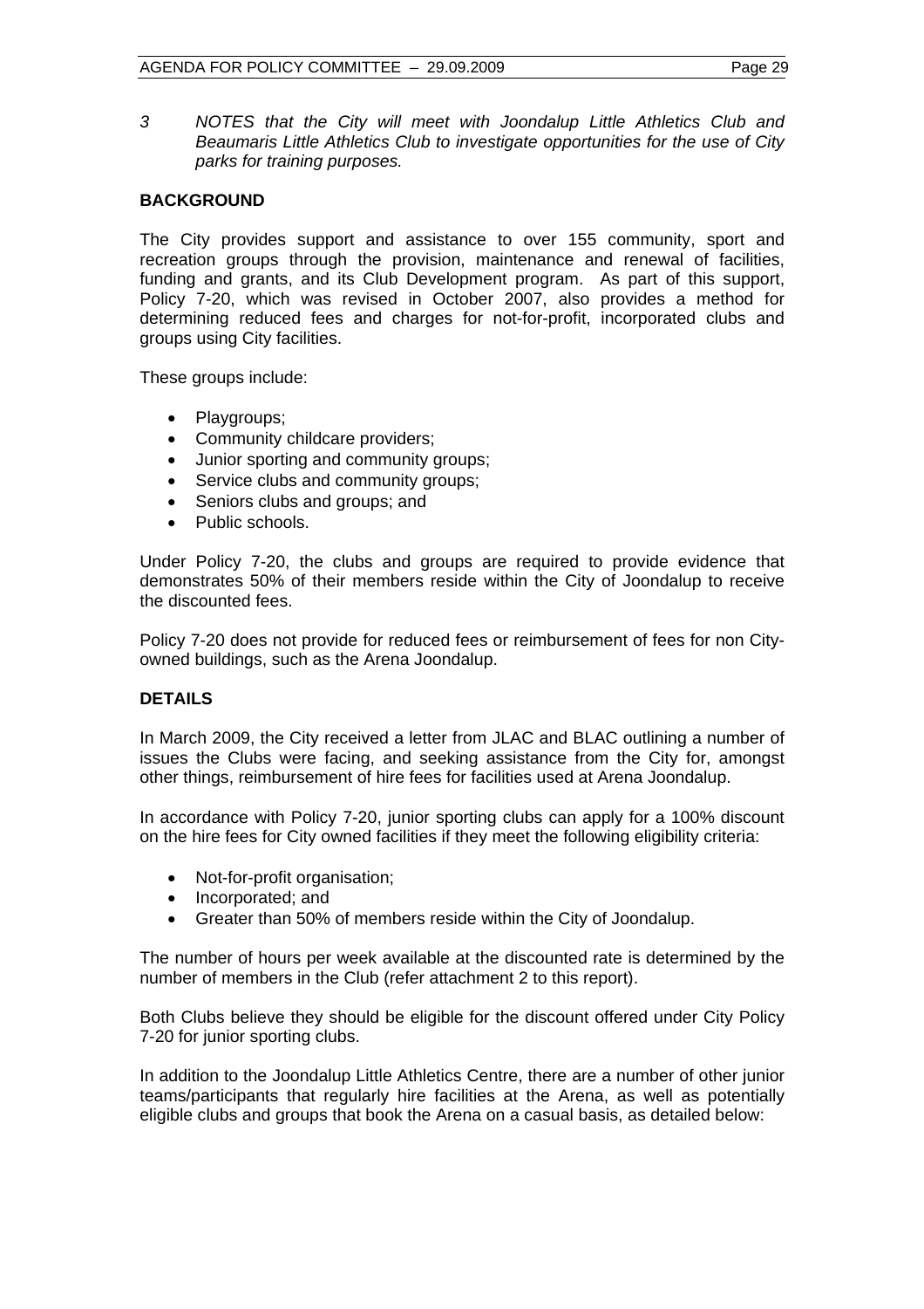*3 NOTES that the City will meet with Joondalup Little Athletics Club and Beaumaris Little Athletics Club to investigate opportunities for the use of City parks for training purposes.*

## BACKGROUND

The City provides support and assistance to over 155 community, sport and recreation groups through the provision, maintenance and renewal of facilities, funding and grants, and its Club Development program. As part of this support, Policy 7-20, which was revised in October 2007, also provides a method for determining reduced fees and charges for not-for-profit, incorporated clubs and groups using City facilities.

These groups include:

- Playgroups;
- Community childcare providers;
- Junior sporting and community groups;
- Service clubs and community groups;
- Seniors clubs and groups; and
- Public schools.

Under Policy 7-20, the clubs and groups are required to provide evidence that demonstrates 50% of their members reside within the City of Joondalup to receive the discounted fees.

Policy 7-20 does not provide for reduced fees or reimbursement of fees for non City-owned buildings, such as the Arena Joondalup.

## DETAILS

In March 2009, the City received a letter from JLAC and BLAC outlining a number of issues the Clubs were facing, and seeking assistance from the City for, amongst other things, reimbursement of hire fees for facilities used at Arena Joondalup.

In accordance with Policy 7-20, junior sporting clubs can apply for a 100% discount on the hire fees for City owned facilities if they meet the following eligibility criteria:

- Not-for-profit organisation;
- Incorporated; and
- Greater than 50% of members reside within the City of Joondalup.

The number of hours per week available at the discounted rate is determined by the number of members in the Club (refer attachment 2 to this report).

Both Clubs believe they should be eligible for the discount offered under City Policy 7-20 for junior sporting clubs.

In addition to the Joondalup Little Athletics Centre, there are a number of other junior teams/participants that regularly hire facilities at the Arena, as well as potentially eligible clubs and groups that book the Arena on a casual basis, as detailed below: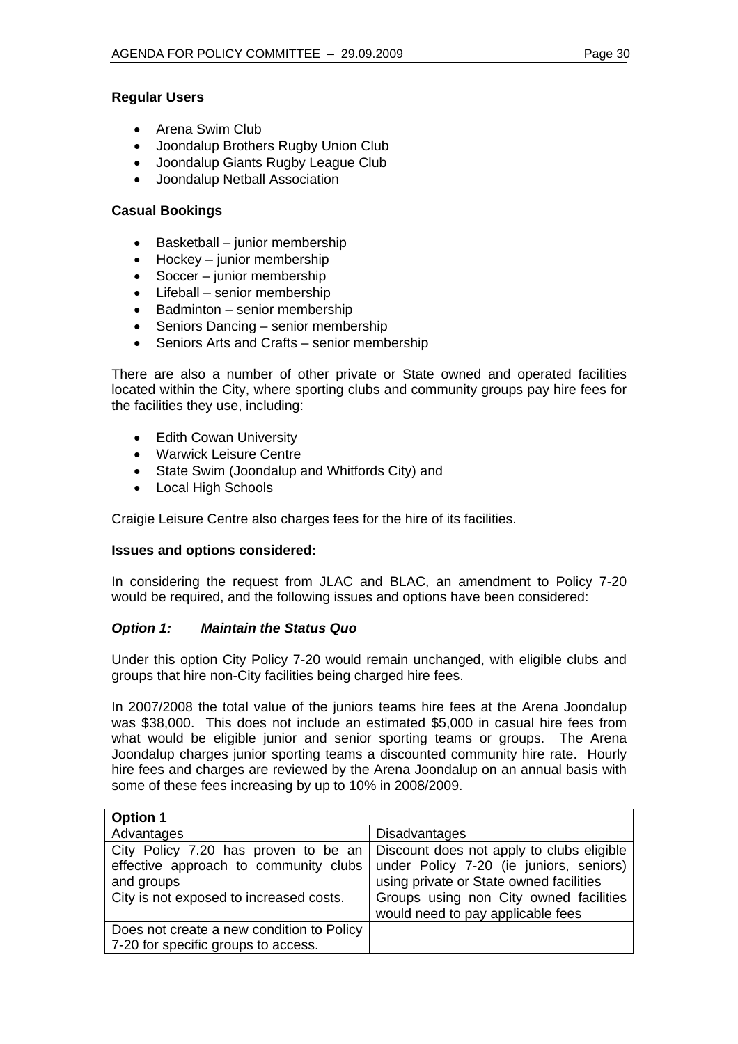**Regular Users**

- Arena Swim Club
- Joondalup Brothers Rugby Union Club
- Joondalup Giants Rugby League Club
- Joondalup Netball Association

**Casual Bookings**

- Basketball – junior membership
- Hockey – junior membership
- Soccer – junior membership
- Lifeball – senior membership
- Badminton – senior membership
- Seniors Dancing – senior membership
- Seniors Arts and Crafts – senior membership

There are also a number of other private or State owned and operated facilities located within the City, where sporting clubs and community groups pay hire fees for the facilities they use, including:

- Edith Cowan University
- Warwick Leisure Centre
- State Swim (Joondalup and Whitfords City) and
- Local High Schools

Craigie Leisure Centre also charges fees for the hire of its facilities.

**Issues and options considered:**

In considering the request from JLAC and BLAC, an amendment to Policy 7-20 would be required, and the following issues and options have been considered:

***Option 1: Maintain the Status Quo***

Under this option City Policy 7-20 would remain unchanged, with eligible clubs and groups that hire non-City facilities being charged hire fees.

In 2007/2008 the total value of the juniors teams hire fees at the Arena Joondalup was $38,000. This does not include an estimated $5,000 in casual hire fees from what would be eligible junior and senior sporting teams or groups. The Arena Joondalup charges junior sporting teams a discounted community hire rate. Hourly hire fees and charges are reviewed by the Arena Joondalup on an annual basis with some of these fees increasing by up to 10% in 2008/2009.

| **Option 1** | |
|---|---|
| Advantages | Disadvantages |
| City Policy 7.20 has proven to be an effective approach to community clubs and groups | Discount does not apply to clubs eligible under Policy 7-20 (ie juniors, seniors) using private or State owned facilities |
| City is not exposed to increased costs. | Groups using non City owned facilities would need to pay applicable fees |
| Does not create a new condition to Policy 7-20 for specific groups to access. | |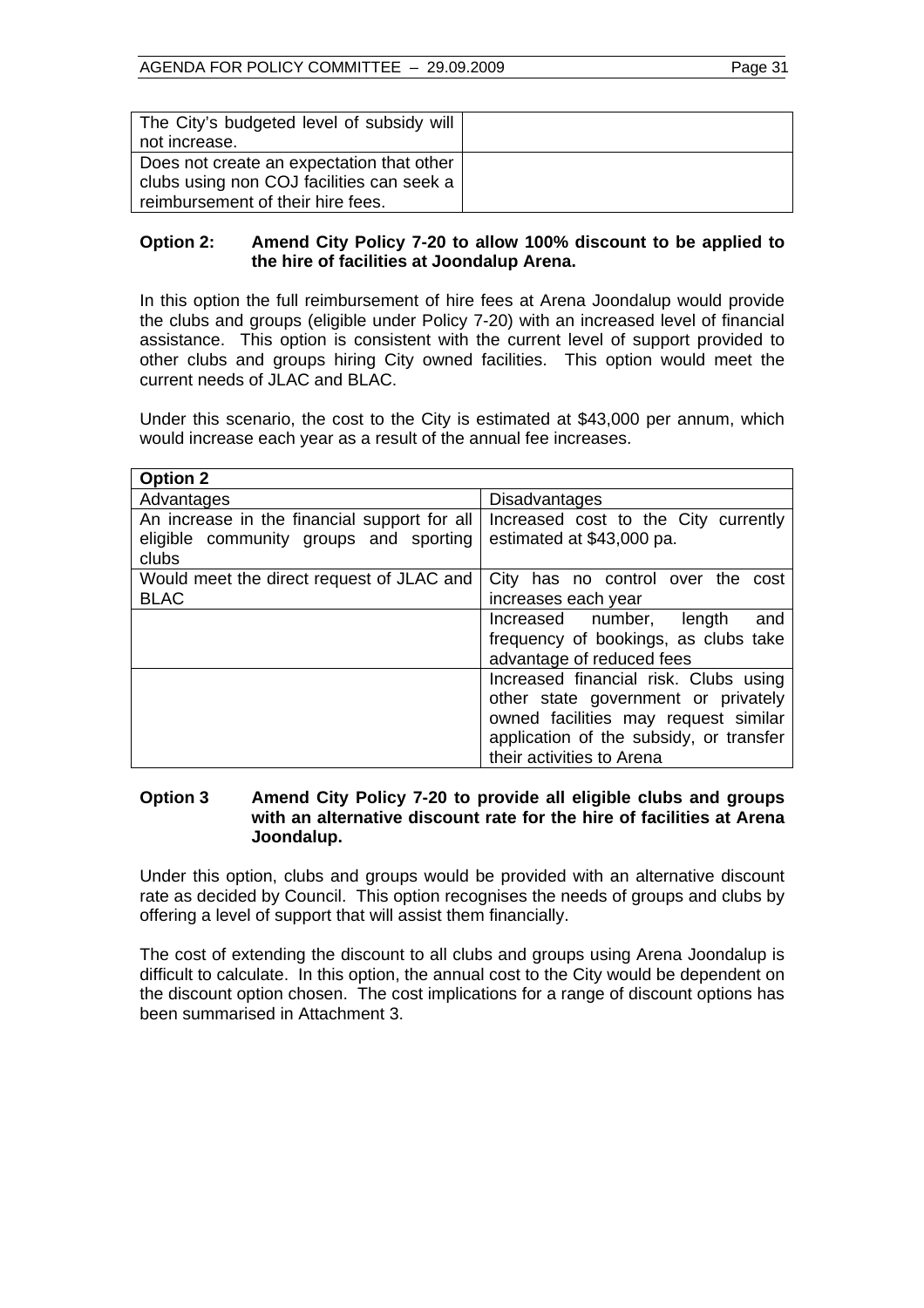| | |
|---|---|
| The City's budgeted level of subsidy will not increase. | |
| Does not create an expectation that other clubs using non COJ facilities can seek a reimbursement of their hire fees. | |

**Option 2: Amend City Policy 7-20 to allow 100% discount to be applied to the hire of facilities at Joondalup Arena.**

In this option the full reimbursement of hire fees at Arena Joondalup would provide the clubs and groups (eligible under Policy 7-20) with an increased level of financial assistance. This option is consistent with the current level of support provided to other clubs and groups hiring City owned facilities. This option would meet the current needs of JLAC and BLAC.

Under this scenario, the cost to the City is estimated at $43,000 per annum, which would increase each year as a result of the annual fee increases.

| **Option 2** | |
|---|---|
| Advantages | Disadvantages |
| An increase in the financial support for all eligible community groups and sporting clubs | Increased cost to the City currently estimated at $43,000 pa. |
| Would meet the direct request of JLAC and BLAC | City has no control over the cost increases each year |
| | Increased number, length and frequency of bookings, as clubs take advantage of reduced fees |
| | Increased financial risk. Clubs using other state government or privately owned facilities may request similar application of the subsidy, or transfer their activities to Arena |

**Option 3 Amend City Policy 7-20 to provide all eligible clubs and groups with an alternative discount rate for the hire of facilities at Arena Joondalup.**

Under this option, clubs and groups would be provided with an alternative discount rate as decided by Council. This option recognises the needs of groups and clubs by offering a level of support that will assist them financially.

The cost of extending the discount to all clubs and groups using Arena Joondalup is difficult to calculate. In this option, the annual cost to the City would be dependent on the discount option chosen. The cost implications for a range of discount options has been summarised in Attachment 3.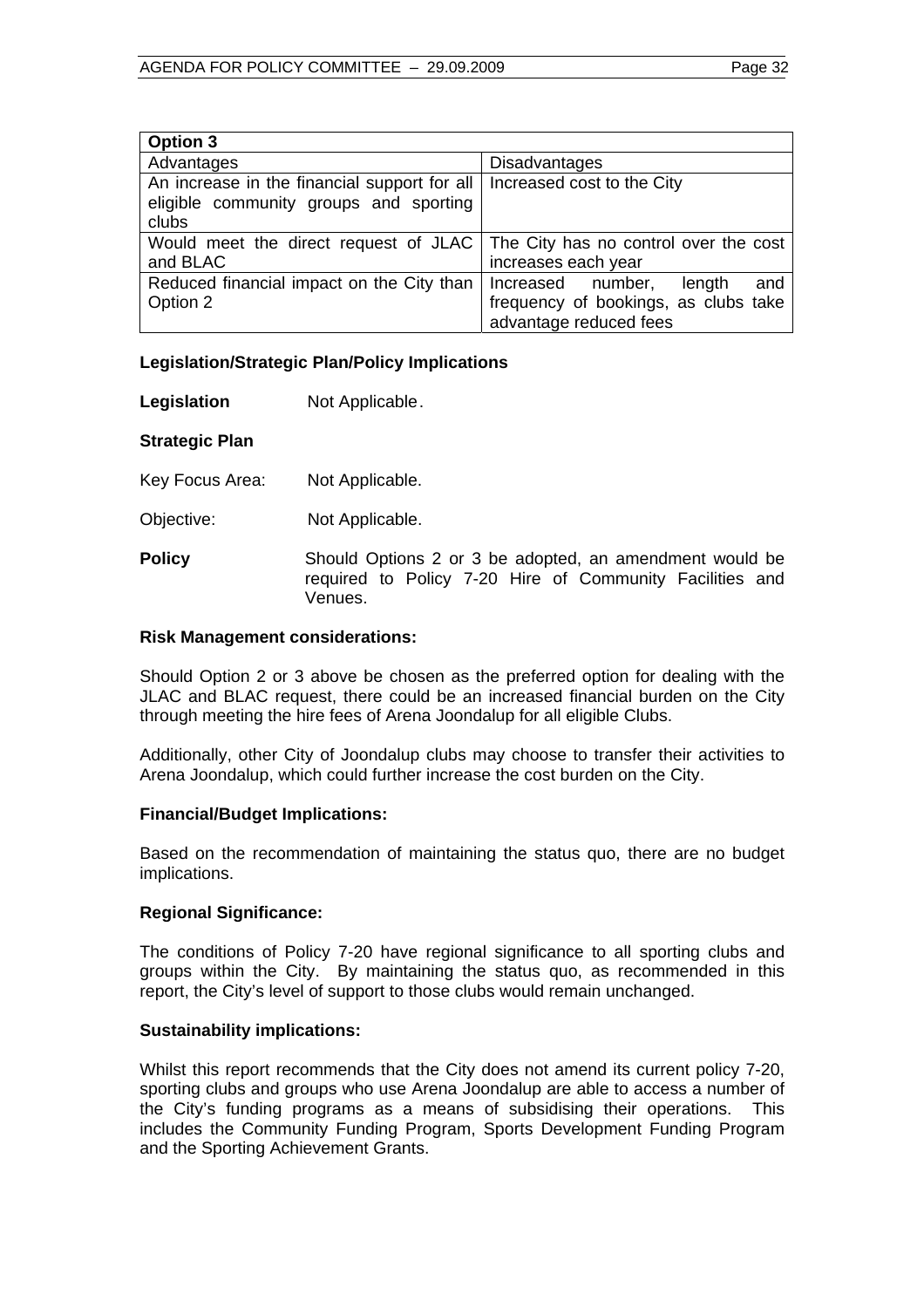| Option 3 | |
|---|---|
| Advantages | Disadvantages |
| An increase in the financial support for all eligible community groups and sporting clubs | Increased cost to the City |
| Would meet the direct request of JLAC and BLAC | The City has no control over the cost increases each year |
| Reduced financial impact on the City than Option 2 | Increased number, length and frequency of bookings, as clubs take advantage reduced fees |

**Legislation/Strategic Plan/Policy Implications**

**Legislation** Not Applicable.

**Strategic Plan**

Key Focus Area: Not Applicable.

Objective: Not Applicable.

**Policy** Should Options 2 or 3 be adopted, an amendment would be required to Policy 7-20 Hire of Community Facilities and Venues.

**Risk Management considerations:**

Should Option 2 or 3 above be chosen as the preferred option for dealing with the JLAC and BLAC request, there could be an increased financial burden on the City through meeting the hire fees of Arena Joondalup for all eligible Clubs.

Additionally, other City of Joondalup clubs may choose to transfer their activities to Arena Joondalup, which could further increase the cost burden on the City.

**Financial/Budget Implications:**

Based on the recommendation of maintaining the status quo, there are no budget implications.

**Regional Significance:**

The conditions of Policy 7-20 have regional significance to all sporting clubs and groups within the City. By maintaining the status quo, as recommended in this report, the City's level of support to those clubs would remain unchanged.

**Sustainability implications:**

Whilst this report recommends that the City does not amend its current policy 7-20, sporting clubs and groups who use Arena Joondalup are able to access a number of the City's funding programs as a means of subsidising their operations. This includes the Community Funding Program, Sports Development Funding Program and the Sporting Achievement Grants.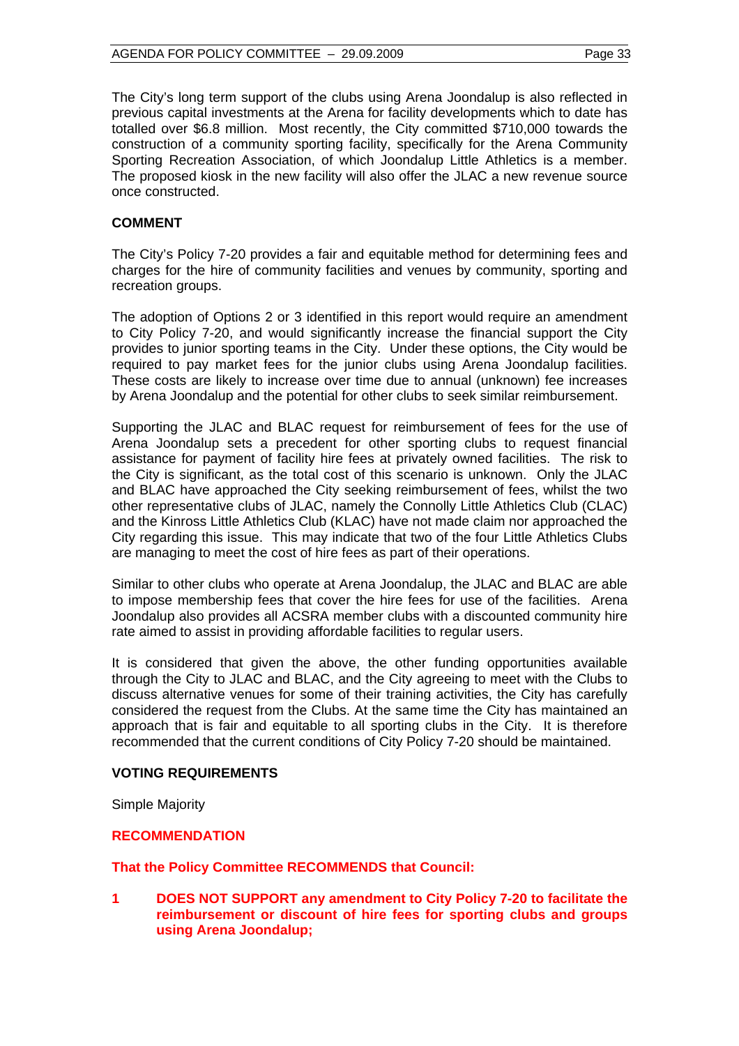The City's long term support of the clubs using Arena Joondalup is also reflected in previous capital investments at the Arena for facility developments which to date has totalled over $6.8 million. Most recently, the City committed $710,000 towards the construction of a community sporting facility, specifically for the Arena Community Sporting Recreation Association, of which Joondalup Little Athletics is a member. The proposed kiosk in the new facility will also offer the JLAC a new revenue source once constructed.

## COMMENT

The City's Policy 7-20 provides a fair and equitable method for determining fees and charges for the hire of community facilities and venues by community, sporting and recreation groups.

The adoption of Options 2 or 3 identified in this report would require an amendment to City Policy 7-20, and would significantly increase the financial support the City provides to junior sporting teams in the City. Under these options, the City would be required to pay market fees for the junior clubs using Arena Joondalup facilities. These costs are likely to increase over time due to annual (unknown) fee increases by Arena Joondalup and the potential for other clubs to seek similar reimbursement.

Supporting the JLAC and BLAC request for reimbursement of fees for the use of Arena Joondalup sets a precedent for other sporting clubs to request financial assistance for payment of facility hire fees at privately owned facilities. The risk to the City is significant, as the total cost of this scenario is unknown. Only the JLAC and BLAC have approached the City seeking reimbursement of fees, whilst the two other representative clubs of JLAC, namely the Connolly Little Athletics Club (CLAC) and the Kinross Little Athletics Club (KLAC) have not made claim nor approached the City regarding this issue. This may indicate that two of the four Little Athletics Clubs are managing to meet the cost of hire fees as part of their operations.

Similar to other clubs who operate at Arena Joondalup, the JLAC and BLAC are able to impose membership fees that cover the hire fees for use of the facilities. Arena Joondalup also provides all ACSRA member clubs with a discounted community hire rate aimed to assist in providing affordable facilities to regular users.

It is considered that given the above, the other funding opportunities available through the City to JLAC and BLAC, and the City agreeing to meet with the Clubs to discuss alternative venues for some of their training activities, the City has carefully considered the request from the Clubs. At the same time the City has maintained an approach that is fair and equitable to all sporting clubs in the City. It is therefore recommended that the current conditions of City Policy 7-20 should be maintained.

## VOTING REQUIREMENTS

Simple Majority

## RECOMMENDATION

**That the Policy Committee RECOMMENDS that Council:**

**1 DOES NOT SUPPORT any amendment to City Policy 7-20 to facilitate the reimbursement or discount of hire fees for sporting clubs and groups using Arena Joondalup;**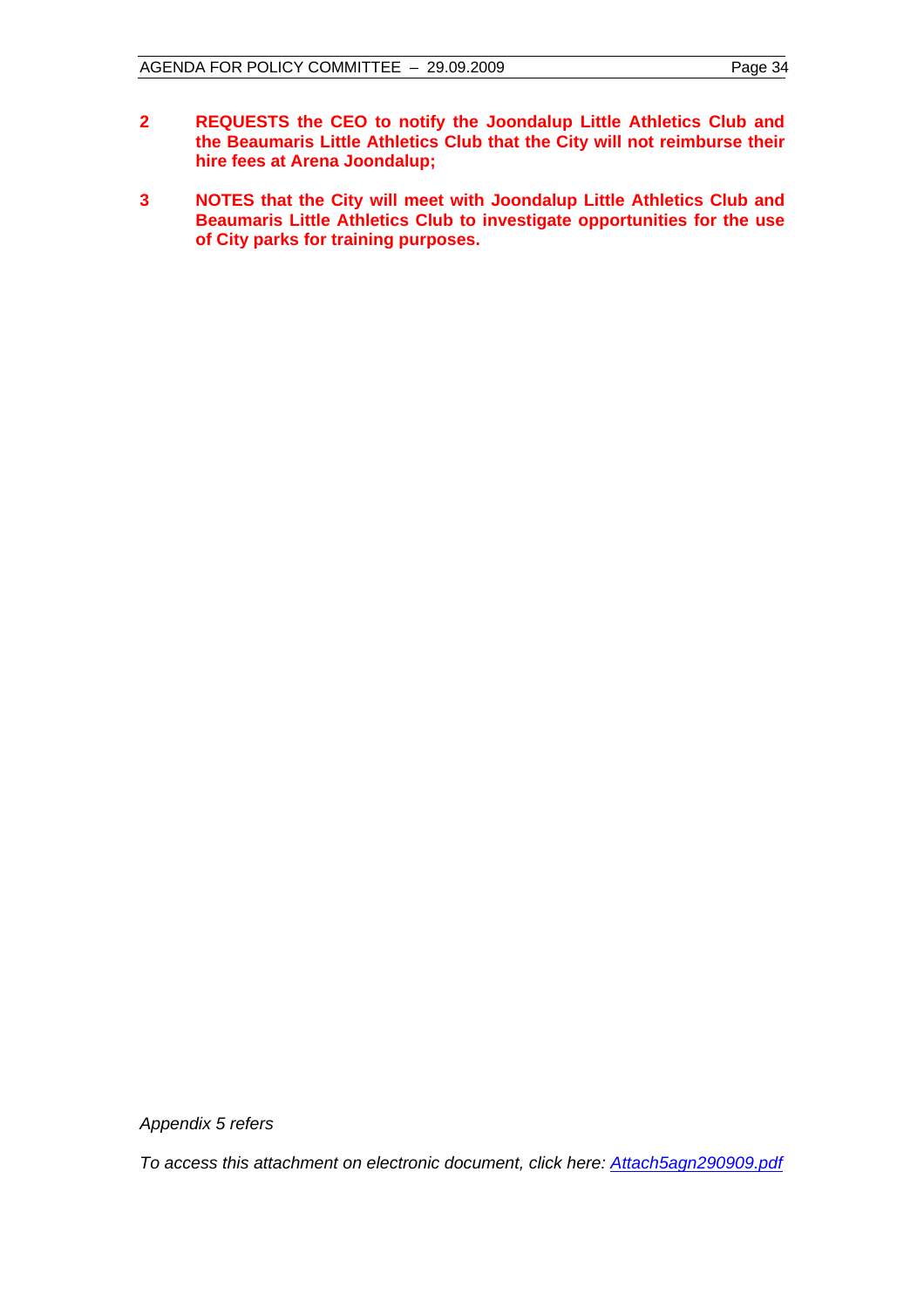**2 REQUESTS the CEO to notify the Joondalup Little Athletics Club and the Beaumaris Little Athletics Club that the City will not reimburse their hire fees at Arena Joondalup;**

**3 NOTES that the City will meet with Joondalup Little Athletics Club and Beaumaris Little Athletics Club to investigate opportunities for the use of City parks for training purposes.**

*Appendix 5 refers*

*To access this attachment on electronic document, click here: Attach5agn290909.pdf*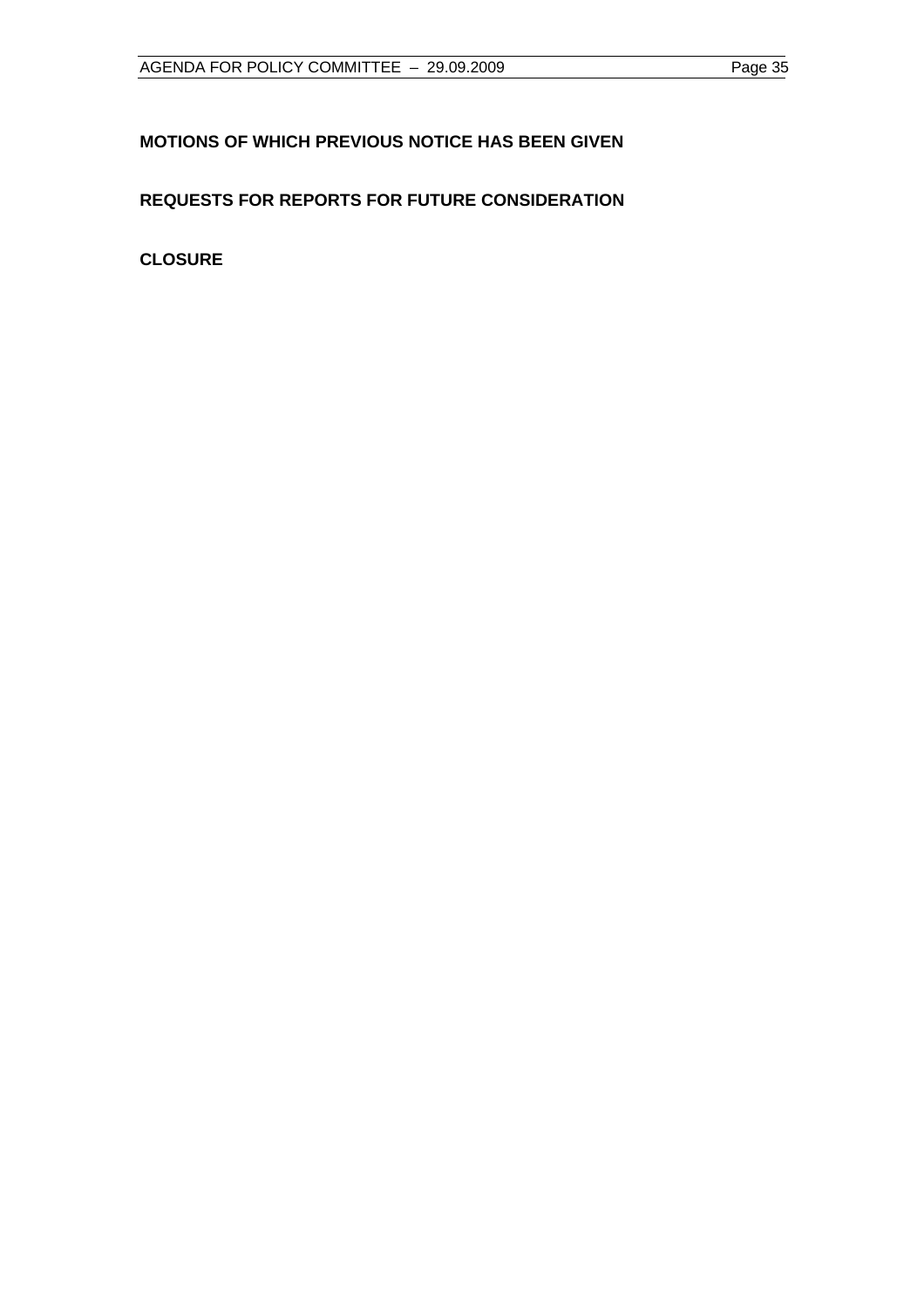**MOTIONS OF WHICH PREVIOUS NOTICE HAS BEEN GIVEN**

**REQUESTS FOR REPORTS FOR FUTURE CONSIDERATION**

**CLOSURE**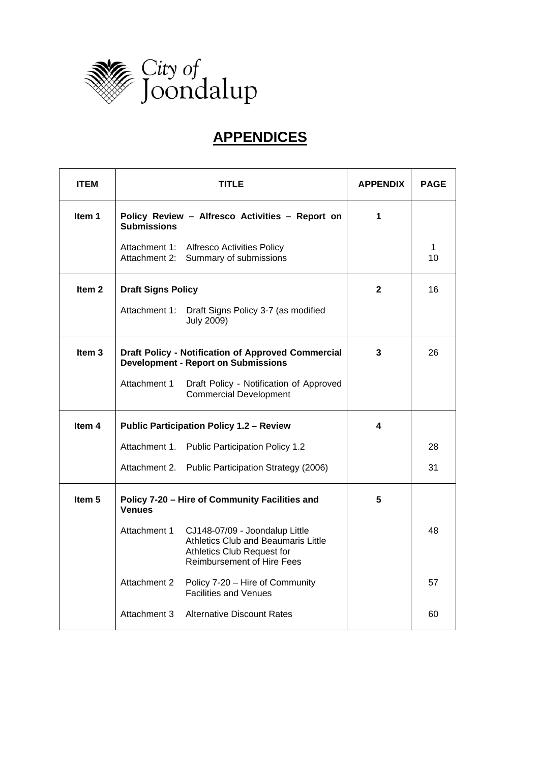City of Joondalup

# APPENDICES

| ITEM | TITLE | APPENDIX | PAGE |
|---|---|---|---|
| Item 1 | **Policy Review – Alfresco Activities – Report on Submissions** | 1 | |
| | Attachment 1: Alfresco Activities Policy | | 1 |
| | Attachment 2: Summary of submissions | | 10 |
| Item 2 | **Draft Signs Policy** | 2 | 16 |
| | Attachment 1: Draft Signs Policy 3-7 (as modified July 2009) | | |
| Item 3 | **Draft Policy - Notification of Approved Commercial Development - Report on Submissions** | 3 | 26 |
| | Attachment 1 Draft Policy - Notification of Approved Commercial Development | | |
| Item 4 | **Public Participation Policy 1.2 – Review** | 4 | |
| | Attachment 1. Public Participation Policy 1.2 | | 28 |
| | Attachment 2. Public Participation Strategy (2006) | | 31 |
| Item 5 | **Policy 7-20 – Hire of Community Facilities and Venues** | 5 | |
| | Attachment 1 CJ148-07/09 - Joondalup Little Athletics Club and Beaumaris Little Athletics Club Request for Reimbursement of Hire Fees | | 48 |
| | Attachment 2 Policy 7-20 – Hire of Community Facilities and Venues | | 57 |
| | Attachment 3 Alternative Discount Rates | | 60 |